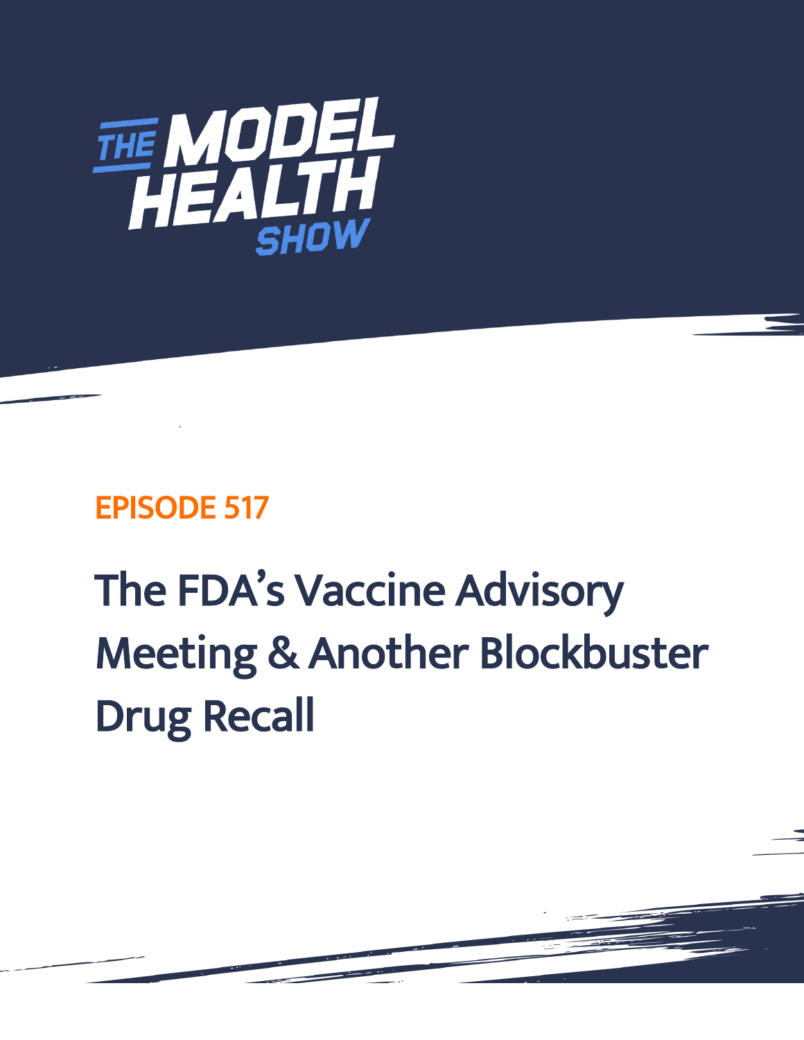# THE MODEL HEALTH SHOW

## EPISODE 517

# The FDA's Vaccine Advisory Meeting & Another Blockbuster Drug Recall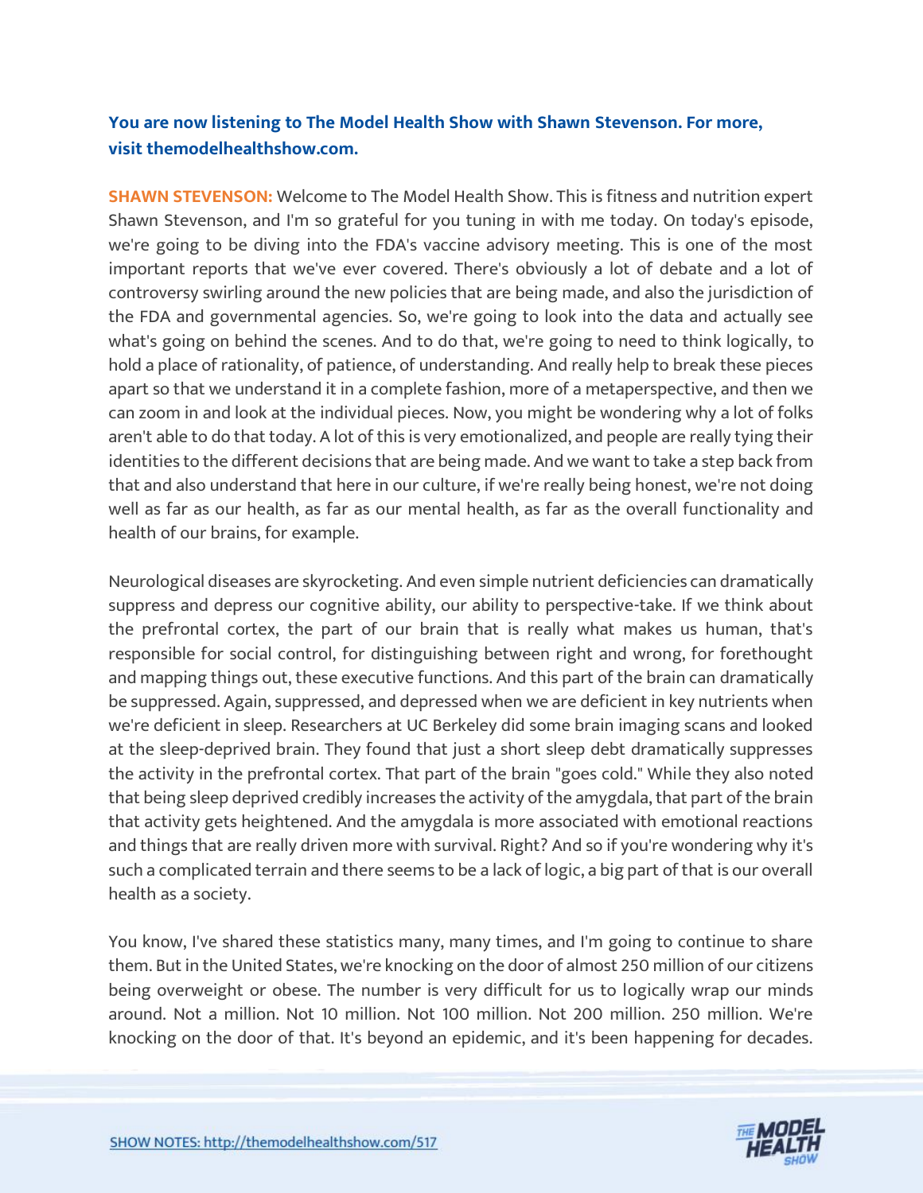**You are now listening to The Model Health Show with Shawn Stevenson. For more, visit themodelhealthshow.com.**

**SHAWN STEVENSON:** Welcome to The Model Health Show. This is fitness and nutrition expert Shawn Stevenson, and I'm so grateful for you tuning in with me today. On today's episode, we're going to be diving into the FDA's vaccine advisory meeting. This is one of the most important reports that we've ever covered. There's obviously a lot of debate and a lot of controversy swirling around the new policies that are being made, and also the jurisdiction of the FDA and governmental agencies. So, we're going to look into the data and actually see what's going on behind the scenes. And to do that, we're going to need to think logically, to hold a place of rationality, of patience, of understanding. And really help to break these pieces apart so that we understand it in a complete fashion, more of a metaperspective, and then we can zoom in and look at the individual pieces. Now, you might be wondering why a lot of folks aren't able to do that today. A lot of this is very emotionalized, and people are really tying their identities to the different decisions that are being made. And we want to take a step back from that and also understand that here in our culture, if we're really being honest, we're not doing well as far as our health, as far as our mental health, as far as the overall functionality and health of our brains, for example.

Neurological diseases are skyrocketing. And even simple nutrient deficiencies can dramatically suppress and depress our cognitive ability, our ability to perspective-take. If we think about the prefrontal cortex, the part of our brain that is really what makes us human, that's responsible for social control, for distinguishing between right and wrong, for forethought and mapping things out, these executive functions. And this part of the brain can dramatically be suppressed. Again, suppressed, and depressed when we are deficient in key nutrients when we're deficient in sleep. Researchers at UC Berkeley did some brain imaging scans and looked at the sleep-deprived brain. They found that just a short sleep debt dramatically suppresses the activity in the prefrontal cortex. That part of the brain "goes cold." While they also noted that being sleep deprived credibly increases the activity of the amygdala, that part of the brain that activity gets heightened. And the amygdala is more associated with emotional reactions and things that are really driven more with survival. Right? And so if you're wondering why it's such a complicated terrain and there seems to be a lack of logic, a big part of that is our overall health as a society.

You know, I've shared these statistics many, many times, and I'm going to continue to share them. But in the United States, we're knocking on the door of almost 250 million of our citizens being overweight or obese. The number is very difficult for us to logically wrap our minds around. Not a million. Not 10 million. Not 100 million. Not 200 million. 250 million. We're knocking on the door of that. It's beyond an epidemic, and it's been happening for decades.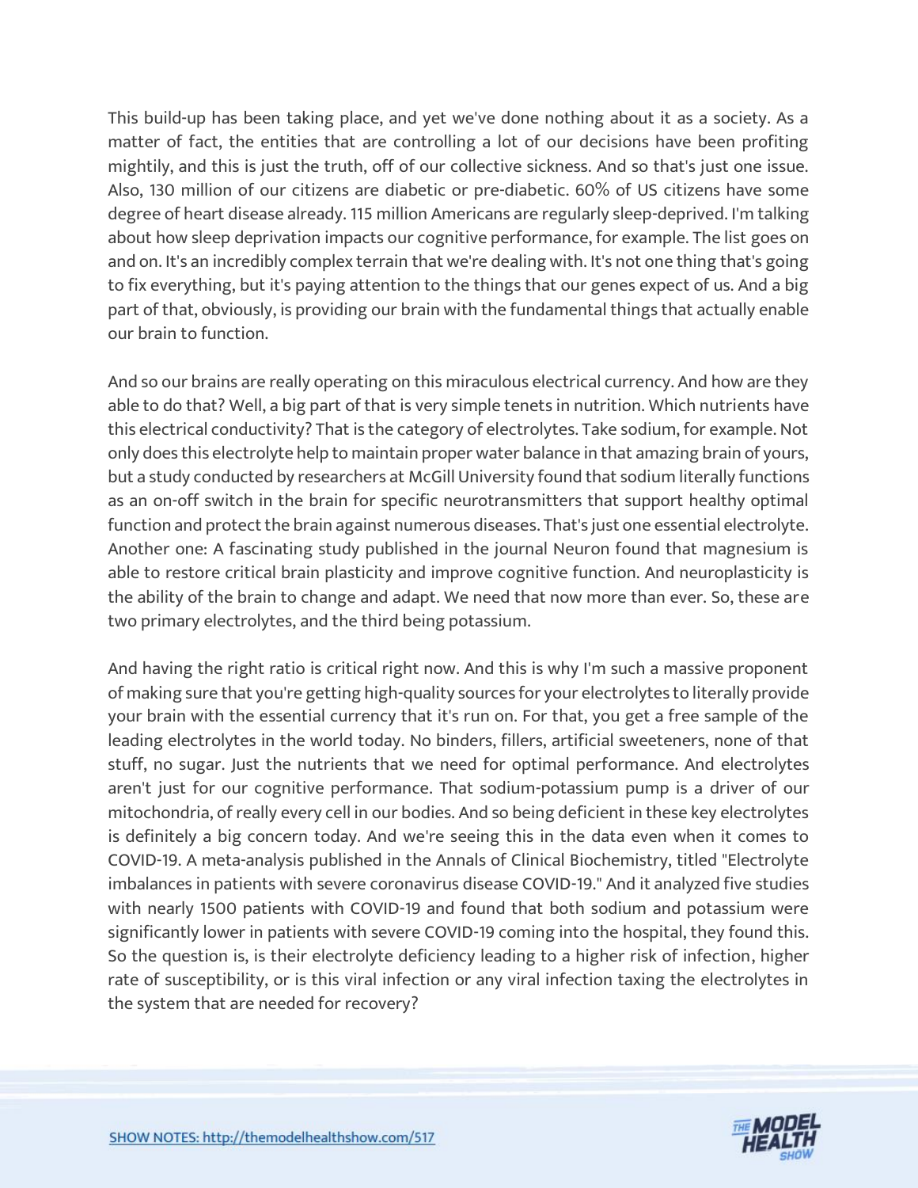This build-up has been taking place, and yet we've done nothing about it as a society. As a matter of fact, the entities that are controlling a lot of our decisions have been profiting mightily, and this is just the truth, off of our collective sickness. And so that's just one issue. Also, 130 million of our citizens are diabetic or pre-diabetic. 60% of US citizens have some degree of heart disease already. 115 million Americans are regularly sleep-deprived. I'm talking about how sleep deprivation impacts our cognitive performance, for example. The list goes on and on. It's an incredibly complex terrain that we're dealing with. It's not one thing that's going to fix everything, but it's paying attention to the things that our genes expect of us. And a big part of that, obviously, is providing our brain with the fundamental things that actually enable our brain to function.

And so our brains are really operating on this miraculous electrical currency. And how are they able to do that? Well, a big part of that is very simple tenets in nutrition. Which nutrients have this electrical conductivity? That is the category of electrolytes. Take sodium, for example. Not only does this electrolyte help to maintain proper water balance in that amazing brain of yours, but a study conducted by researchers at McGill University found that sodium literally functions as an on-off switch in the brain for specific neurotransmitters that support healthy optimal function and protect the brain against numerous diseases. That's just one essential electrolyte. Another one: A fascinating study published in the journal Neuron found that magnesium is able to restore critical brain plasticity and improve cognitive function. And neuroplasticity is the ability of the brain to change and adapt. We need that now more than ever. So, these are two primary electrolytes, and the third being potassium.

And having the right ratio is critical right now. And this is why I'm such a massive proponent of making sure that you're getting high-quality sources for your electrolytes to literally provide your brain with the essential currency that it's run on. For that, you get a free sample of the leading electrolytes in the world today. No binders, fillers, artificial sweeteners, none of that stuff, no sugar. Just the nutrients that we need for optimal performance. And electrolytes aren't just for our cognitive performance. That sodium-potassium pump is a driver of our mitochondria, of really every cell in our bodies. And so being deficient in these key electrolytes is definitely a big concern today. And we're seeing this in the data even when it comes to COVID-19. A meta-analysis published in the Annals of Clinical Biochemistry, titled "Electrolyte imbalances in patients with severe coronavirus disease COVID-19." And it analyzed five studies with nearly 1500 patients with COVID-19 and found that both sodium and potassium were significantly lower in patients with severe COVID-19 coming into the hospital, they found this. So the question is, is their electrolyte deficiency leading to a higher risk of infection, higher rate of susceptibility, or is this viral infection or any viral infection taxing the electrolytes in the system that are needed for recovery?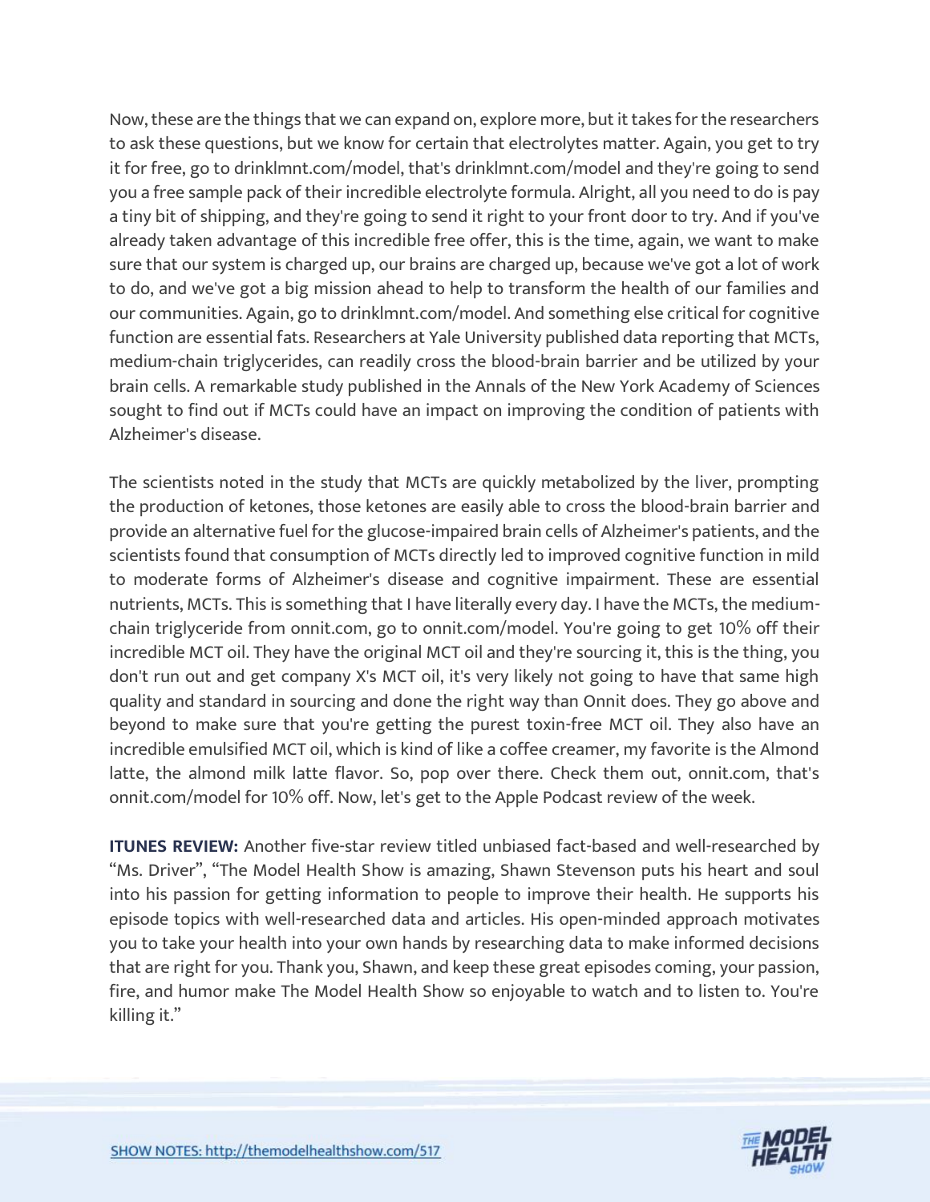Now, these are the things that we can expand on, explore more, but it takes for the researchers to ask these questions, but we know for certain that electrolytes matter. Again, you get to try it for free, go to drinklmnt.com/model, that's drinklmnt.com/model and they're going to send you a free sample pack of their incredible electrolyte formula. Alright, all you need to do is pay a tiny bit of shipping, and they're going to send it right to your front door to try. And if you've already taken advantage of this incredible free offer, this is the time, again, we want to make sure that our system is charged up, our brains are charged up, because we've got a lot of work to do, and we've got a big mission ahead to help to transform the health of our families and our communities. Again, go to drinklmnt.com/model. And something else critical for cognitive function are essential fats. Researchers at Yale University published data reporting that MCTs, medium-chain triglycerides, can readily cross the blood-brain barrier and be utilized by your brain cells. A remarkable study published in the Annals of the New York Academy of Sciences sought to find out if MCTs could have an impact on improving the condition of patients with Alzheimer's disease.

The scientists noted in the study that MCTs are quickly metabolized by the liver, prompting the production of ketones, those ketones are easily able to cross the blood-brain barrier and provide an alternative fuel for the glucose-impaired brain cells of Alzheimer's patients, and the scientists found that consumption of MCTs directly led to improved cognitive function in mild to moderate forms of Alzheimer's disease and cognitive impairment. These are essential nutrients, MCTs. This is something that I have literally every day. I have the MCTs, the medium-chain triglyceride from onnit.com, go to onnit.com/model. You're going to get 10% off their incredible MCT oil. They have the original MCT oil and they're sourcing it, this is the thing, you don't run out and get company X's MCT oil, it's very likely not going to have that same high quality and standard in sourcing and done the right way than Onnit does. They go above and beyond to make sure that you're getting the purest toxin-free MCT oil. They also have an incredible emulsified MCT oil, which is kind of like a coffee creamer, my favorite is the Almond latte, the almond milk latte flavor. So, pop over there. Check them out, onnit.com, that's onnit.com/model for 10% off. Now, let's get to the Apple Podcast review of the week.

**ITUNES REVIEW:** Another five-star review titled unbiased fact-based and well-researched by "Ms. Driver", "The Model Health Show is amazing, Shawn Stevenson puts his heart and soul into his passion for getting information to people to improve their health. He supports his episode topics with well-researched data and articles. His open-minded approach motivates you to take your health into your own hands by researching data to make informed decisions that are right for you. Thank you, Shawn, and keep these great episodes coming, your passion, fire, and humor make The Model Health Show so enjoyable to watch and to listen to. You're killing it."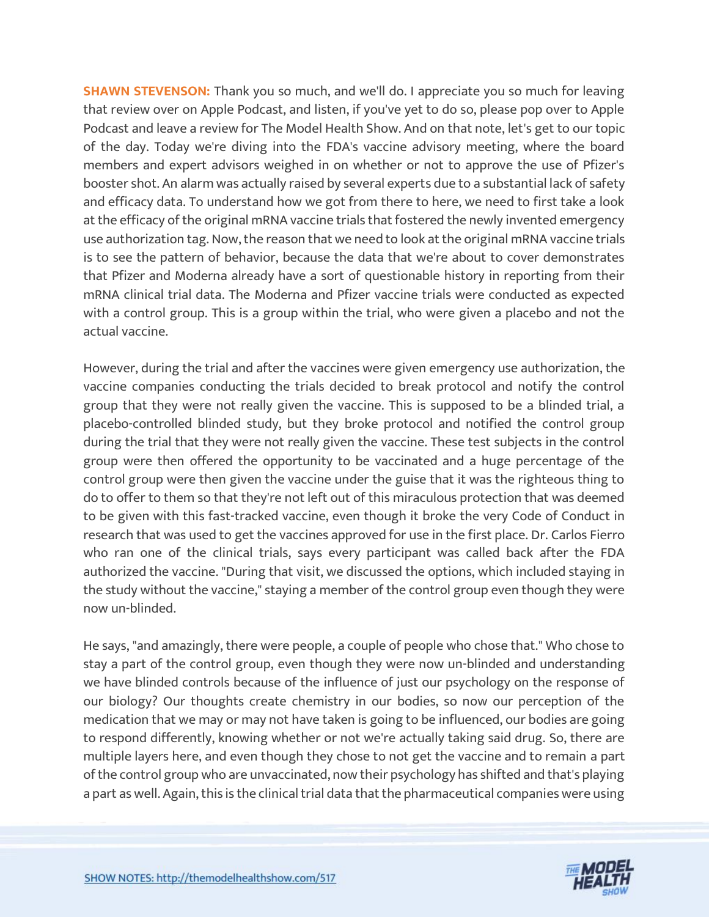**SHAWN STEVENSON:** Thank you so much, and we'll do. I appreciate you so much for leaving that review over on Apple Podcast, and listen, if you've yet to do so, please pop over to Apple Podcast and leave a review for The Model Health Show. And on that note, let's get to our topic of the day. Today we're diving into the FDA's vaccine advisory meeting, where the board members and expert advisors weighed in on whether or not to approve the use of Pfizer's booster shot. An alarm was actually raised by several experts due to a substantial lack of safety and efficacy data. To understand how we got from there to here, we need to first take a look at the efficacy of the original mRNA vaccine trials that fostered the newly invented emergency use authorization tag. Now, the reason that we need to look at the original mRNA vaccine trials is to see the pattern of behavior, because the data that we're about to cover demonstrates that Pfizer and Moderna already have a sort of questionable history in reporting from their mRNA clinical trial data. The Moderna and Pfizer vaccine trials were conducted as expected with a control group. This is a group within the trial, who were given a placebo and not the actual vaccine.

However, during the trial and after the vaccines were given emergency use authorization, the vaccine companies conducting the trials decided to break protocol and notify the control group that they were not really given the vaccine. This is supposed to be a blinded trial, a placebo-controlled blinded study, but they broke protocol and notified the control group during the trial that they were not really given the vaccine. These test subjects in the control group were then offered the opportunity to be vaccinated and a huge percentage of the control group were then given the vaccine under the guise that it was the righteous thing to do to offer to them so that they're not left out of this miraculous protection that was deemed to be given with this fast-tracked vaccine, even though it broke the very Code of Conduct in research that was used to get the vaccines approved for use in the first place. Dr. Carlos Fierro who ran one of the clinical trials, says every participant was called back after the FDA authorized the vaccine. "During that visit, we discussed the options, which included staying in the study without the vaccine," staying a member of the control group even though they were now un-blinded.

He says, "and amazingly, there were people, a couple of people who chose that." Who chose to stay a part of the control group, even though they were now un-blinded and understanding we have blinded controls because of the influence of just our psychology on the response of our biology? Our thoughts create chemistry in our bodies, so now our perception of the medication that we may or may not have taken is going to be influenced, our bodies are going to respond differently, knowing whether or not we're actually taking said drug. So, there are multiple layers here, and even though they chose to not get the vaccine and to remain a part of the control group who are unvaccinated, now their psychology has shifted and that's playing a part as well. Again, this is the clinical trial data that the pharmaceutical companies were using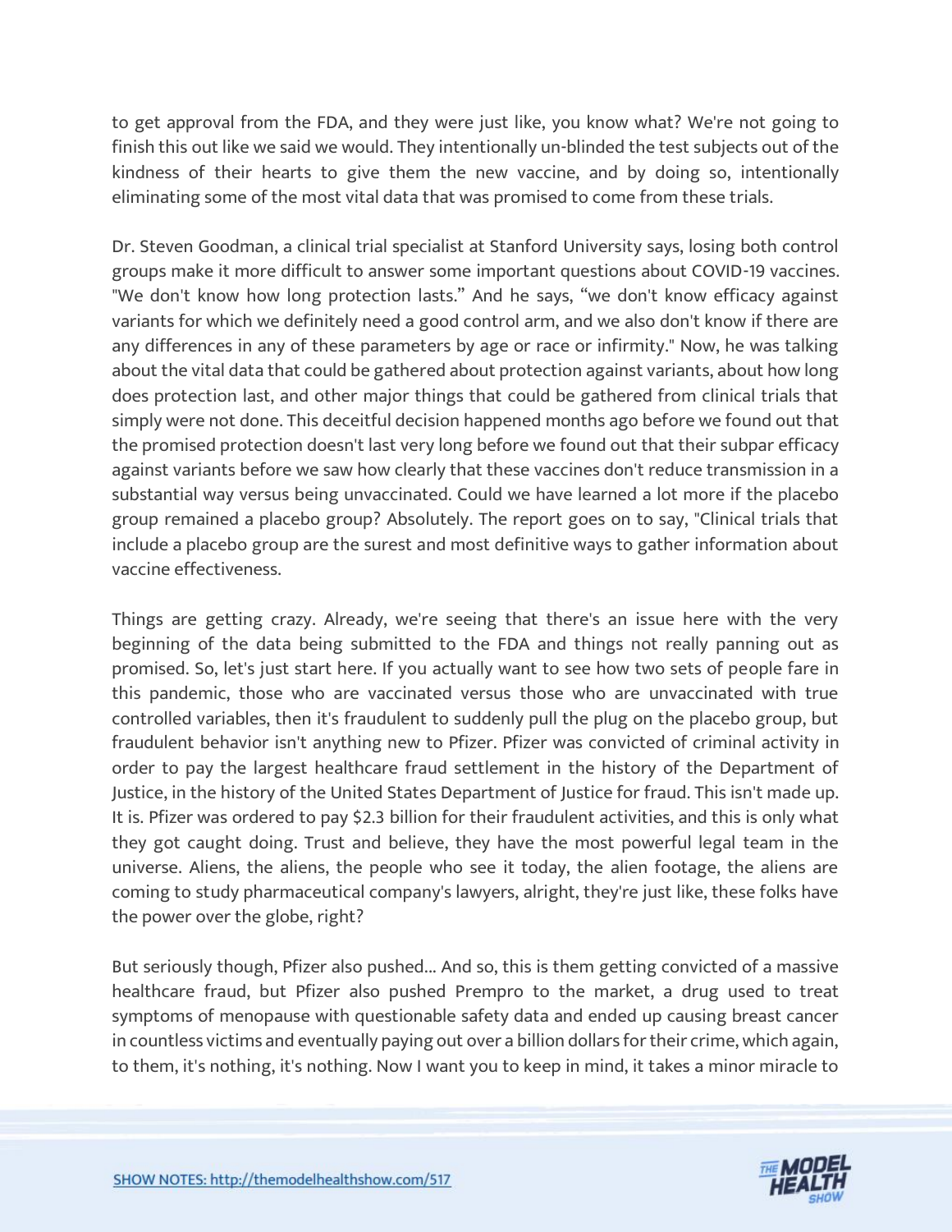to get approval from the FDA, and they were just like, you know what? We're not going to finish this out like we said we would. They intentionally un-blinded the test subjects out of the kindness of their hearts to give them the new vaccine, and by doing so, intentionally eliminating some of the most vital data that was promised to come from these trials.

Dr. Steven Goodman, a clinical trial specialist at Stanford University says, losing both control groups make it more difficult to answer some important questions about COVID-19 vaccines. "We don't know how long protection lasts." And he says, "we don't know efficacy against variants for which we definitely need a good control arm, and we also don't know if there are any differences in any of these parameters by age or race or infirmity." Now, he was talking about the vital data that could be gathered about protection against variants, about how long does protection last, and other major things that could be gathered from clinical trials that simply were not done. This deceitful decision happened months ago before we found out that the promised protection doesn't last very long before we found out that their subpar efficacy against variants before we saw how clearly that these vaccines don't reduce transmission in a substantial way versus being unvaccinated. Could we have learned a lot more if the placebo group remained a placebo group? Absolutely. The report goes on to say, "Clinical trials that include a placebo group are the surest and most definitive ways to gather information about vaccine effectiveness.

Things are getting crazy. Already, we're seeing that there's an issue here with the very beginning of the data being submitted to the FDA and things not really panning out as promised. So, let's just start here. If you actually want to see how two sets of people fare in this pandemic, those who are vaccinated versus those who are unvaccinated with true controlled variables, then it's fraudulent to suddenly pull the plug on the placebo group, but fraudulent behavior isn't anything new to Pfizer. Pfizer was convicted of criminal activity in order to pay the largest healthcare fraud settlement in the history of the Department of Justice, in the history of the United States Department of Justice for fraud. This isn't made up. It is. Pfizer was ordered to pay $2.3 billion for their fraudulent activities, and this is only what they got caught doing. Trust and believe, they have the most powerful legal team in the universe. Aliens, the aliens, the people who see it today, the alien footage, the aliens are coming to study pharmaceutical company's lawyers, alright, they're just like, these folks have the power over the globe, right?

But seriously though, Pfizer also pushed... And so, this is them getting convicted of a massive healthcare fraud, but Pfizer also pushed Prempro to the market, a drug used to treat symptoms of menopause with questionable safety data and ended up causing breast cancer in countless victims and eventually paying out over a billion dollars for their crime, which again, to them, it's nothing, it's nothing. Now I want you to keep in mind, it takes a minor miracle to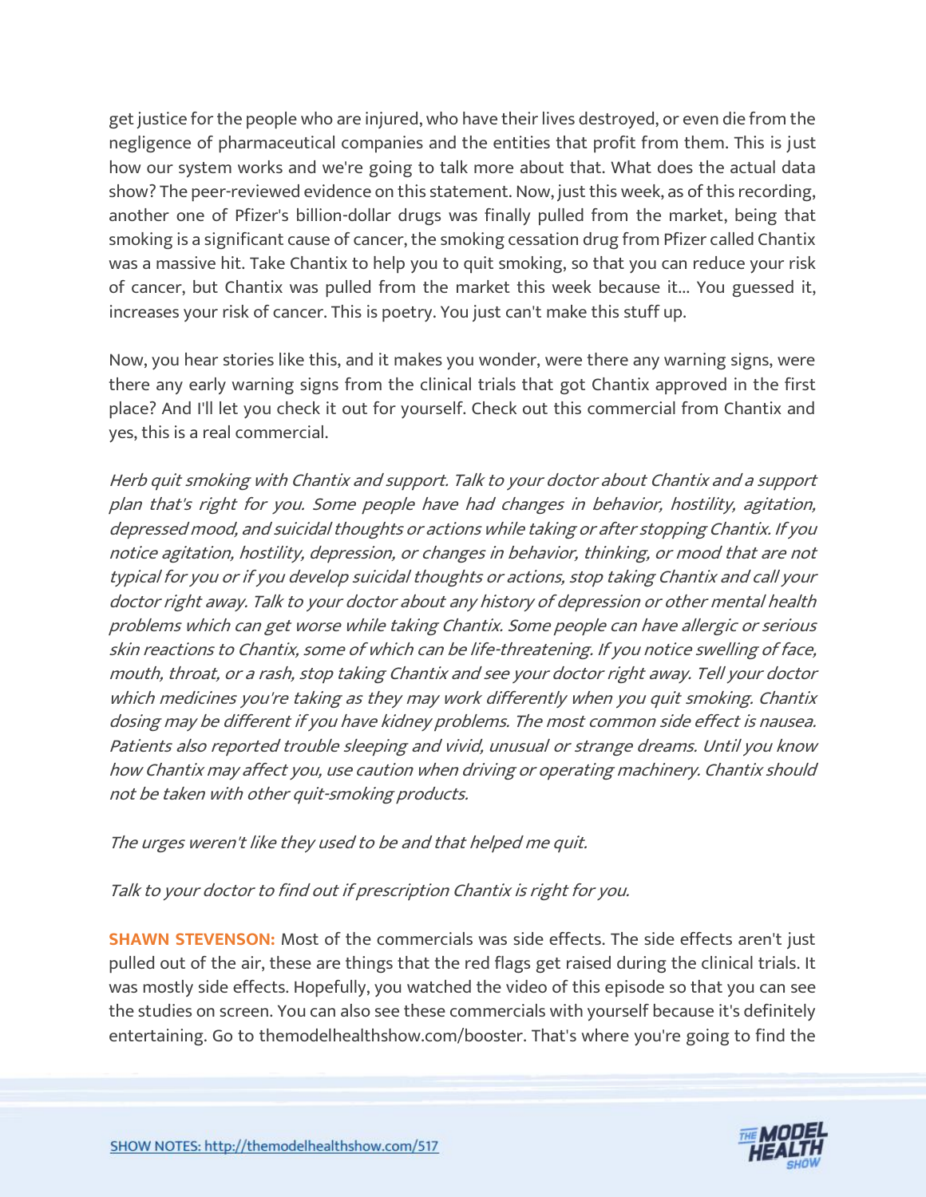get justice for the people who are injured, who have their lives destroyed, or even die from the negligence of pharmaceutical companies and the entities that profit from them. This is just how our system works and we're going to talk more about that. What does the actual data show? The peer-reviewed evidence on this statement. Now, just this week, as of this recording, another one of Pfizer's billion-dollar drugs was finally pulled from the market, being that smoking is a significant cause of cancer, the smoking cessation drug from Pfizer called Chantix was a massive hit. Take Chantix to help you to quit smoking, so that you can reduce your risk of cancer, but Chantix was pulled from the market this week because it... You guessed it, increases your risk of cancer. This is poetry. You just can't make this stuff up.

Now, you hear stories like this, and it makes you wonder, were there any warning signs, were there any early warning signs from the clinical trials that got Chantix approved in the first place? And I'll let you check it out for yourself. Check out this commercial from Chantix and yes, this is a real commercial.

*Herb quit smoking with Chantix and support. Talk to your doctor about Chantix and a support plan that's right for you. Some people have had changes in behavior, hostility, agitation, depressed mood, and suicidal thoughts or actions while taking or after stopping Chantix. If you notice agitation, hostility, depression, or changes in behavior, thinking, or mood that are not typical for you or if you develop suicidal thoughts or actions, stop taking Chantix and call your doctor right away. Talk to your doctor about any history of depression or other mental health problems which can get worse while taking Chantix. Some people can have allergic or serious skin reactions to Chantix, some of which can be life-threatening. If you notice swelling of face, mouth, throat, or a rash, stop taking Chantix and see your doctor right away. Tell your doctor which medicines you're taking as they may work differently when you quit smoking. Chantix dosing may be different if you have kidney problems. The most common side effect is nausea. Patients also reported trouble sleeping and vivid, unusual or strange dreams. Until you know how Chantix may affect you, use caution when driving or operating machinery. Chantix should not be taken with other quit-smoking products.*

*The urges weren't like they used to be and that helped me quit.*

*Talk to your doctor to find out if prescription Chantix is right for you.*

**SHAWN STEVENSON:** Most of the commercials was side effects. The side effects aren't just pulled out of the air, these are things that the red flags get raised during the clinical trials. It was mostly side effects. Hopefully, you watched the video of this episode so that you can see the studies on screen. You can also see these commercials with yourself because it's definitely entertaining. Go to themodelhealthshow.com/booster. That's where you're going to find the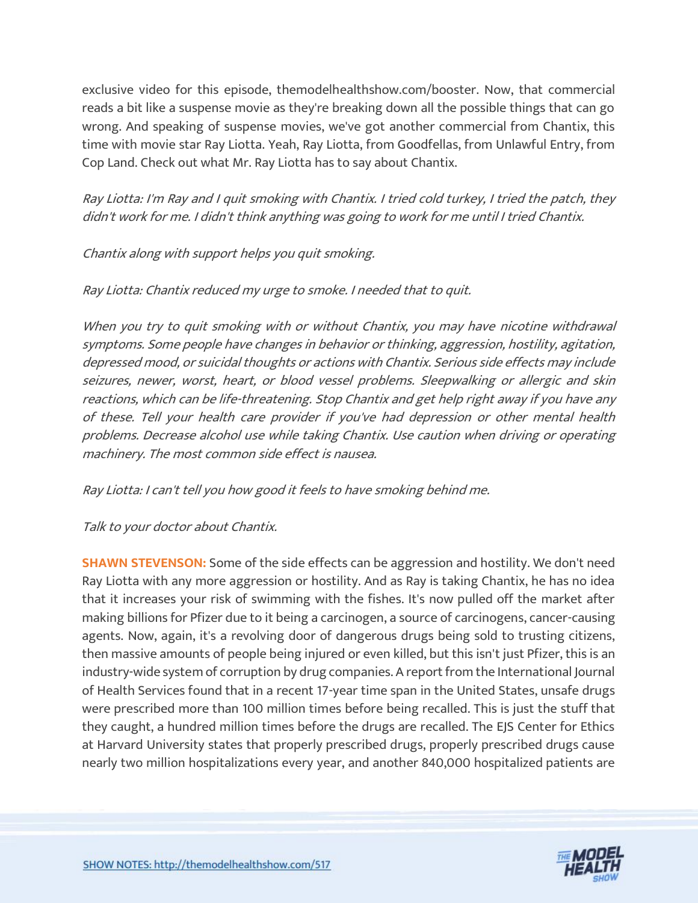exclusive video for this episode, themodelhealthshow.com/booster. Now, that commercial reads a bit like a suspense movie as they're breaking down all the possible things that can go wrong. And speaking of suspense movies, we've got another commercial from Chantix, this time with movie star Ray Liotta. Yeah, Ray Liotta, from Goodfellas, from Unlawful Entry, from Cop Land. Check out what Mr. Ray Liotta has to say about Chantix.

*Ray Liotta: I'm Ray and I quit smoking with Chantix. I tried cold turkey, I tried the patch, they didn't work for me. I didn't think anything was going to work for me until I tried Chantix.*

*Chantix along with support helps you quit smoking.*

*Ray Liotta: Chantix reduced my urge to smoke. I needed that to quit.*

*When you try to quit smoking with or without Chantix, you may have nicotine withdrawal symptoms. Some people have changes in behavior or thinking, aggression, hostility, agitation, depressed mood, or suicidal thoughts or actions with Chantix. Serious side effects may include seizures, newer, worst, heart, or blood vessel problems. Sleepwalking or allergic and skin reactions, which can be life-threatening. Stop Chantix and get help right away if you have any of these. Tell your health care provider if you've had depression or other mental health problems. Decrease alcohol use while taking Chantix. Use caution when driving or operating machinery. The most common side effect is nausea.*

*Ray Liotta: I can't tell you how good it feels to have smoking behind me.*

*Talk to your doctor about Chantix.*

**SHAWN STEVENSON:** Some of the side effects can be aggression and hostility. We don't need Ray Liotta with any more aggression or hostility. And as Ray is taking Chantix, he has no idea that it increases your risk of swimming with the fishes. It's now pulled off the market after making billions for Pfizer due to it being a carcinogen, a source of carcinogens, cancer-causing agents. Now, again, it's a revolving door of dangerous drugs being sold to trusting citizens, then massive amounts of people being injured or even killed, but this isn't just Pfizer, this is an industry-wide system of corruption by drug companies. A report from the International Journal of Health Services found that in a recent 17-year time span in the United States, unsafe drugs were prescribed more than 100 million times before being recalled. This is just the stuff that they caught, a hundred million times before the drugs are recalled. The EJS Center for Ethics at Harvard University states that properly prescribed drugs, properly prescribed drugs cause nearly two million hospitalizations every year, and another 840,000 hospitalized patients are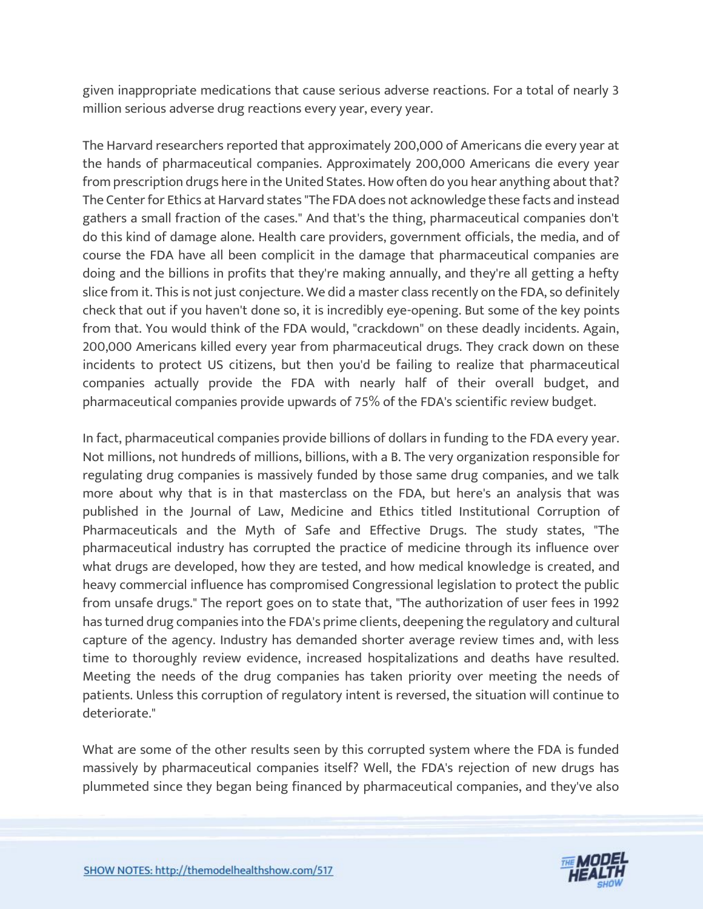given inappropriate medications that cause serious adverse reactions. For a total of nearly 3 million serious adverse drug reactions every year, every year.

The Harvard researchers reported that approximately 200,000 of Americans die every year at the hands of pharmaceutical companies. Approximately 200,000 Americans die every year from prescription drugs here in the United States. How often do you hear anything about that? The Center for Ethics at Harvard states "The FDA does not acknowledge these facts and instead gathers a small fraction of the cases." And that's the thing, pharmaceutical companies don't do this kind of damage alone. Health care providers, government officials, the media, and of course the FDA have all been complicit in the damage that pharmaceutical companies are doing and the billions in profits that they're making annually, and they're all getting a hefty slice from it. This is not just conjecture. We did a master class recently on the FDA, so definitely check that out if you haven't done so, it is incredibly eye-opening. But some of the key points from that. You would think of the FDA would, "crackdown" on these deadly incidents. Again, 200,000 Americans killed every year from pharmaceutical drugs. They crack down on these incidents to protect US citizens, but then you'd be failing to realize that pharmaceutical companies actually provide the FDA with nearly half of their overall budget, and pharmaceutical companies provide upwards of 75% of the FDA's scientific review budget.

In fact, pharmaceutical companies provide billions of dollars in funding to the FDA every year. Not millions, not hundreds of millions, billions, with a B. The very organization responsible for regulating drug companies is massively funded by those same drug companies, and we talk more about why that is in that masterclass on the FDA, but here's an analysis that was published in the Journal of Law, Medicine and Ethics titled Institutional Corruption of Pharmaceuticals and the Myth of Safe and Effective Drugs. The study states, "The pharmaceutical industry has corrupted the practice of medicine through its influence over what drugs are developed, how they are tested, and how medical knowledge is created, and heavy commercial influence has compromised Congressional legislation to protect the public from unsafe drugs." The report goes on to state that, "The authorization of user fees in 1992 has turned drug companies into the FDA's prime clients, deepening the regulatory and cultural capture of the agency. Industry has demanded shorter average review times and, with less time to thoroughly review evidence, increased hospitalizations and deaths have resulted. Meeting the needs of the drug companies has taken priority over meeting the needs of patients. Unless this corruption of regulatory intent is reversed, the situation will continue to deteriorate."

What are some of the other results seen by this corrupted system where the FDA is funded massively by pharmaceutical companies itself? Well, the FDA's rejection of new drugs has plummeted since they began being financed by pharmaceutical companies, and they've also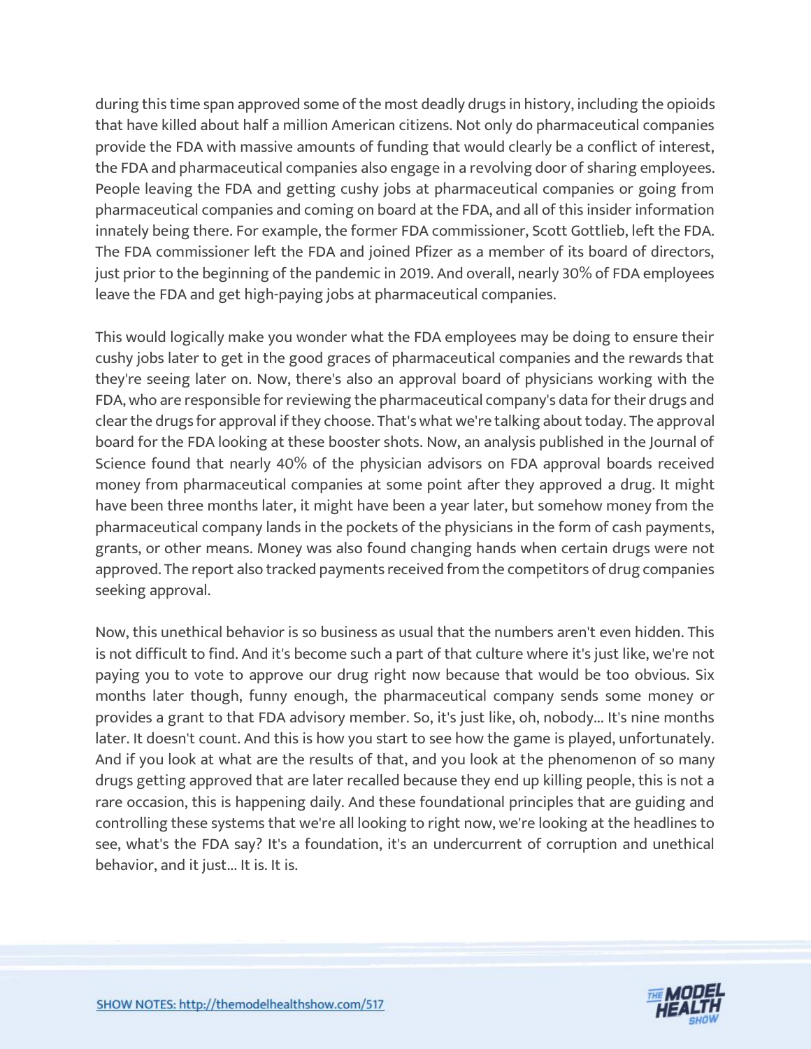during this time span approved some of the most deadly drugs in history, including the opioids that have killed about half a million American citizens. Not only do pharmaceutical companies provide the FDA with massive amounts of funding that would clearly be a conflict of interest, the FDA and pharmaceutical companies also engage in a revolving door of sharing employees. People leaving the FDA and getting cushy jobs at pharmaceutical companies or going from pharmaceutical companies and coming on board at the FDA, and all of this insider information innately being there. For example, the former FDA commissioner, Scott Gottlieb, left the FDA. The FDA commissioner left the FDA and joined Pfizer as a member of its board of directors, just prior to the beginning of the pandemic in 2019. And overall, nearly 30% of FDA employees leave the FDA and get high-paying jobs at pharmaceutical companies.

This would logically make you wonder what the FDA employees may be doing to ensure their cushy jobs later to get in the good graces of pharmaceutical companies and the rewards that they're seeing later on. Now, there's also an approval board of physicians working with the FDA, who are responsible for reviewing the pharmaceutical company's data for their drugs and clear the drugs for approval if they choose. That's what we're talking about today. The approval board for the FDA looking at these booster shots. Now, an analysis published in the Journal of Science found that nearly 40% of the physician advisors on FDA approval boards received money from pharmaceutical companies at some point after they approved a drug. It might have been three months later, it might have been a year later, but somehow money from the pharmaceutical company lands in the pockets of the physicians in the form of cash payments, grants, or other means. Money was also found changing hands when certain drugs were not approved. The report also tracked payments received from the competitors of drug companies seeking approval.

Now, this unethical behavior is so business as usual that the numbers aren't even hidden. This is not difficult to find. And it's become such a part of that culture where it's just like, we're not paying you to vote to approve our drug right now because that would be too obvious. Six months later though, funny enough, the pharmaceutical company sends some money or provides a grant to that FDA advisory member. So, it's just like, oh, nobody... It's nine months later. It doesn't count. And this is how you start to see how the game is played, unfortunately. And if you look at what are the results of that, and you look at the phenomenon of so many drugs getting approved that are later recalled because they end up killing people, this is not a rare occasion, this is happening daily. And these foundational principles that are guiding and controlling these systems that we're all looking to right now, we're looking at the headlines to see, what's the FDA say? It's a foundation, it's an undercurrent of corruption and unethical behavior, and it just... It is. It is.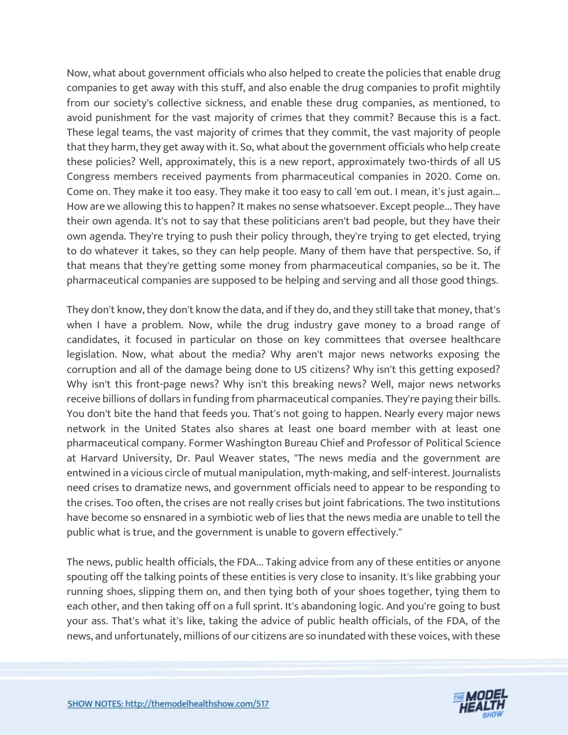Now, what about government officials who also helped to create the policies that enable drug companies to get away with this stuff, and also enable the drug companies to profit mightily from our society's collective sickness, and enable these drug companies, as mentioned, to avoid punishment for the vast majority of crimes that they commit? Because this is a fact. These legal teams, the vast majority of crimes that they commit, the vast majority of people that they harm, they get away with it. So, what about the government officials who help create these policies? Well, approximately, this is a new report, approximately two-thirds of all US Congress members received payments from pharmaceutical companies in 2020. Come on. Come on. They make it too easy. They make it too easy to call 'em out. I mean, it's just again... How are we allowing this to happen? It makes no sense whatsoever. Except people... They have their own agenda. It's not to say that these politicians aren't bad people, but they have their own agenda. They're trying to push their policy through, they're trying to get elected, trying to do whatever it takes, so they can help people. Many of them have that perspective. So, if that means that they're getting some money from pharmaceutical companies, so be it. The pharmaceutical companies are supposed to be helping and serving and all those good things.

They don't know, they don't know the data, and if they do, and they still take that money, that's when I have a problem. Now, while the drug industry gave money to a broad range of candidates, it focused in particular on those on key committees that oversee healthcare legislation. Now, what about the media? Why aren't major news networks exposing the corruption and all of the damage being done to US citizens? Why isn't this getting exposed? Why isn't this front-page news? Why isn't this breaking news? Well, major news networks receive billions of dollars in funding from pharmaceutical companies. They're paying their bills. You don't bite the hand that feeds you. That's not going to happen. Nearly every major news network in the United States also shares at least one board member with at least one pharmaceutical company. Former Washington Bureau Chief and Professor of Political Science at Harvard University, Dr. Paul Weaver states, "The news media and the government are entwined in a vicious circle of mutual manipulation, myth-making, and self-interest. Journalists need crises to dramatize news, and government officials need to appear to be responding to the crises. Too often, the crises are not really crises but joint fabrications. The two institutions have become so ensnared in a symbiotic web of lies that the news media are unable to tell the public what is true, and the government is unable to govern effectively."

The news, public health officials, the FDA... Taking advice from any of these entities or anyone spouting off the talking points of these entities is very close to insanity. It's like grabbing your running shoes, slipping them on, and then tying both of your shoes together, tying them to each other, and then taking off on a full sprint. It's abandoning logic. And you're going to bust your ass. That's what it's like, taking the advice of public health officials, of the FDA, of the news, and unfortunately, millions of our citizens are so inundated with these voices, with these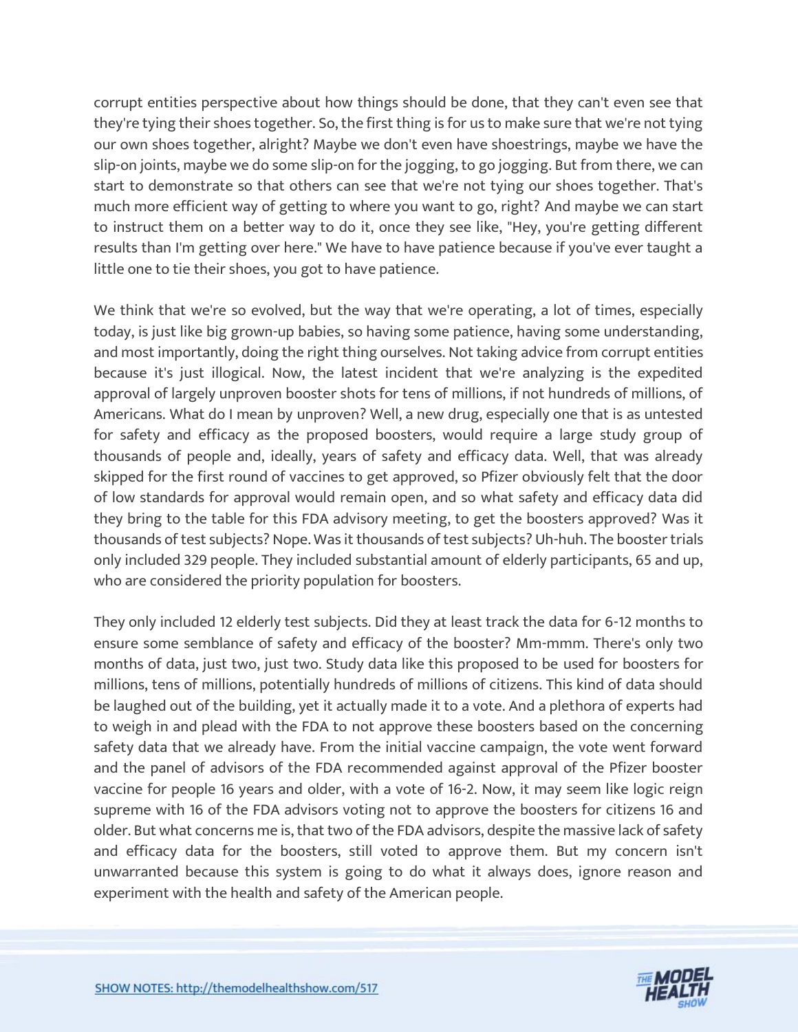corrupt entities perspective about how things should be done, that they can't even see that they're tying their shoes together. So, the first thing is for us to make sure that we're not tying our own shoes together, alright? Maybe we don't even have shoestrings, maybe we have the slip-on joints, maybe we do some slip-on for the jogging, to go jogging. But from there, we can start to demonstrate so that others can see that we're not tying our shoes together. That's much more efficient way of getting to where you want to go, right? And maybe we can start to instruct them on a better way to do it, once they see like, "Hey, you're getting different results than I'm getting over here." We have to have patience because if you've ever taught a little one to tie their shoes, you got to have patience.

We think that we're so evolved, but the way that we're operating, a lot of times, especially today, is just like big grown-up babies, so having some patience, having some understanding, and most importantly, doing the right thing ourselves. Not taking advice from corrupt entities because it's just illogical. Now, the latest incident that we're analyzing is the expedited approval of largely unproven booster shots for tens of millions, if not hundreds of millions, of Americans. What do I mean by unproven? Well, a new drug, especially one that is as untested for safety and efficacy as the proposed boosters, would require a large study group of thousands of people and, ideally, years of safety and efficacy data. Well, that was already skipped for the first round of vaccines to get approved, so Pfizer obviously felt that the door of low standards for approval would remain open, and so what safety and efficacy data did they bring to the table for this FDA advisory meeting, to get the boosters approved? Was it thousands of test subjects? Nope. Was it thousands of test subjects? Uh-huh. The booster trials only included 329 people. They included substantial amount of elderly participants, 65 and up, who are considered the priority population for boosters.

They only included 12 elderly test subjects. Did they at least track the data for 6-12 months to ensure some semblance of safety and efficacy of the booster? Mm-mmm. There's only two months of data, just two, just two. Study data like this proposed to be used for boosters for millions, tens of millions, potentially hundreds of millions of citizens. This kind of data should be laughed out of the building, yet it actually made it to a vote. And a plethora of experts had to weigh in and plead with the FDA to not approve these boosters based on the concerning safety data that we already have. From the initial vaccine campaign, the vote went forward and the panel of advisors of the FDA recommended against approval of the Pfizer booster vaccine for people 16 years and older, with a vote of 16-2. Now, it may seem like logic reign supreme with 16 of the FDA advisors voting not to approve the boosters for citizens 16 and older. But what concerns me is, that two of the FDA advisors, despite the massive lack of safety and efficacy data for the boosters, still voted to approve them. But my concern isn't unwarranted because this system is going to do what it always does, ignore reason and experiment with the health and safety of the American people.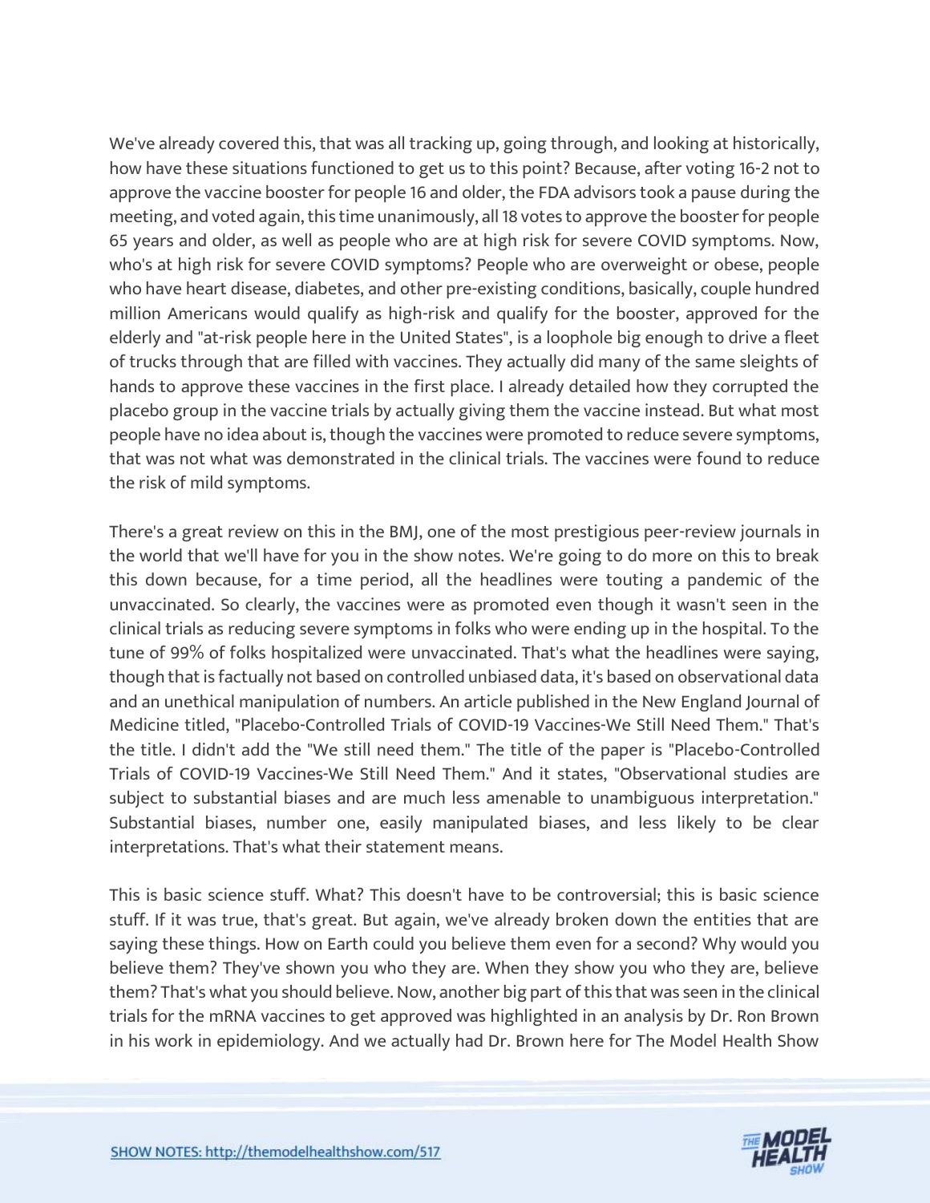We've already covered this, that was all tracking up, going through, and looking at historically, how have these situations functioned to get us to this point? Because, after voting 16-2 not to approve the vaccine booster for people 16 and older, the FDA advisors took a pause during the meeting, and voted again, this time unanimously, all 18 votes to approve the booster for people 65 years and older, as well as people who are at high risk for severe COVID symptoms. Now, who's at high risk for severe COVID symptoms? People who are overweight or obese, people who have heart disease, diabetes, and other pre-existing conditions, basically, couple hundred million Americans would qualify as high-risk and qualify for the booster, approved for the elderly and "at-risk people here in the United States", is a loophole big enough to drive a fleet of trucks through that are filled with vaccines. They actually did many of the same sleights of hands to approve these vaccines in the first place. I already detailed how they corrupted the placebo group in the vaccine trials by actually giving them the vaccine instead. But what most people have no idea about is, though the vaccines were promoted to reduce severe symptoms, that was not what was demonstrated in the clinical trials. The vaccines were found to reduce the risk of mild symptoms.

There's a great review on this in the BMJ, one of the most prestigious peer-review journals in the world that we'll have for you in the show notes. We're going to do more on this to break this down because, for a time period, all the headlines were touting a pandemic of the unvaccinated. So clearly, the vaccines were as promoted even though it wasn't seen in the clinical trials as reducing severe symptoms in folks who were ending up in the hospital. To the tune of 99% of folks hospitalized were unvaccinated. That's what the headlines were saying, though that is factually not based on controlled unbiased data, it's based on observational data and an unethical manipulation of numbers. An article published in the New England Journal of Medicine titled, "Placebo-Controlled Trials of COVID-19 Vaccines-We Still Need Them." That's the title. I didn't add the "We still need them." The title of the paper is "Placebo-Controlled Trials of COVID-19 Vaccines-We Still Need Them." And it states, "Observational studies are subject to substantial biases and are much less amenable to unambiguous interpretation." Substantial biases, number one, easily manipulated biases, and less likely to be clear interpretations. That's what their statement means.

This is basic science stuff. What? This doesn't have to be controversial; this is basic science stuff. If it was true, that's great. But again, we've already broken down the entities that are saying these things. How on Earth could you believe them even for a second? Why would you believe them? They've shown you who they are. When they show you who they are, believe them? That's what you should believe. Now, another big part of this that was seen in the clinical trials for the mRNA vaccines to get approved was highlighted in an analysis by Dr. Ron Brown in his work in epidemiology. And we actually had Dr. Brown here for The Model Health Show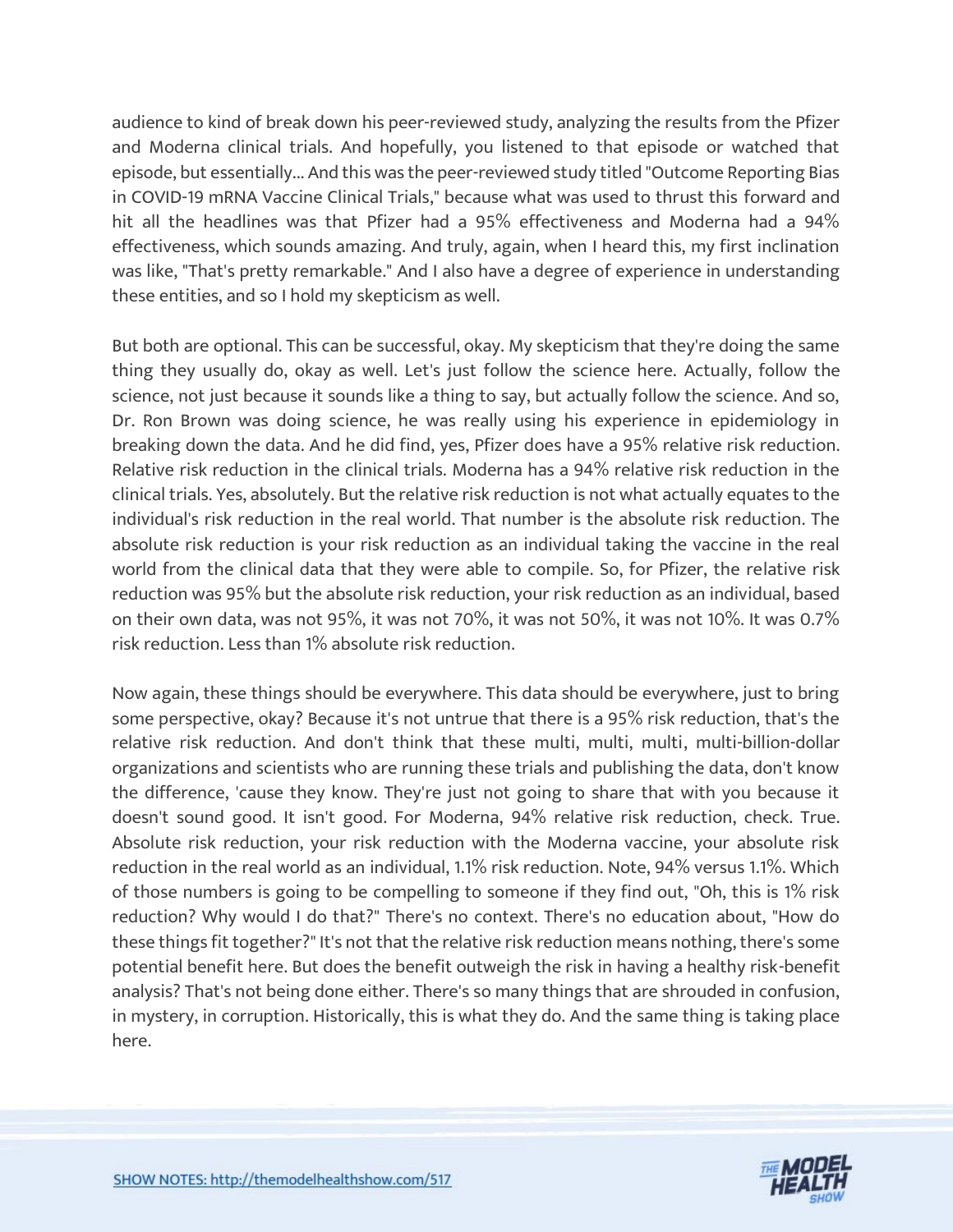audience to kind of break down his peer-reviewed study, analyzing the results from the Pfizer and Moderna clinical trials. And hopefully, you listened to that episode or watched that episode, but essentially... And this was the peer-reviewed study titled "Outcome Reporting Bias in COVID-19 mRNA Vaccine Clinical Trials," because what was used to thrust this forward and hit all the headlines was that Pfizer had a 95% effectiveness and Moderna had a 94% effectiveness, which sounds amazing. And truly, again, when I heard this, my first inclination was like, "That's pretty remarkable." And I also have a degree of experience in understanding these entities, and so I hold my skepticism as well.

But both are optional. This can be successful, okay. My skepticism that they're doing the same thing they usually do, okay as well. Let's just follow the science here. Actually, follow the science, not just because it sounds like a thing to say, but actually follow the science. And so, Dr. Ron Brown was doing science, he was really using his experience in epidemiology in breaking down the data. And he did find, yes, Pfizer does have a 95% relative risk reduction. Relative risk reduction in the clinical trials. Moderna has a 94% relative risk reduction in the clinical trials. Yes, absolutely. But the relative risk reduction is not what actually equates to the individual's risk reduction in the real world. That number is the absolute risk reduction. The absolute risk reduction is your risk reduction as an individual taking the vaccine in the real world from the clinical data that they were able to compile. So, for Pfizer, the relative risk reduction was 95% but the absolute risk reduction, your risk reduction as an individual, based on their own data, was not 95%, it was not 70%, it was not 50%, it was not 10%. It was 0.7% risk reduction. Less than 1% absolute risk reduction.

Now again, these things should be everywhere. This data should be everywhere, just to bring some perspective, okay? Because it's not untrue that there is a 95% risk reduction, that's the relative risk reduction. And don't think that these multi, multi, multi, multi-billion-dollar organizations and scientists who are running these trials and publishing the data, don't know the difference, 'cause they know. They're just not going to share that with you because it doesn't sound good. It isn't good. For Moderna, 94% relative risk reduction, check. True. Absolute risk reduction, your risk reduction with the Moderna vaccine, your absolute risk reduction in the real world as an individual, 1.1% risk reduction. Note, 94% versus 1.1%. Which of those numbers is going to be compelling to someone if they find out, "Oh, this is 1% risk reduction? Why would I do that?" There's no context. There's no education about, "How do these things fit together?" It's not that the relative risk reduction means nothing, there's some potential benefit here. But does the benefit outweigh the risk in having a healthy risk-benefit analysis? That's not being done either. There's so many things that are shrouded in confusion, in mystery, in corruption. Historically, this is what they do. And the same thing is taking place here.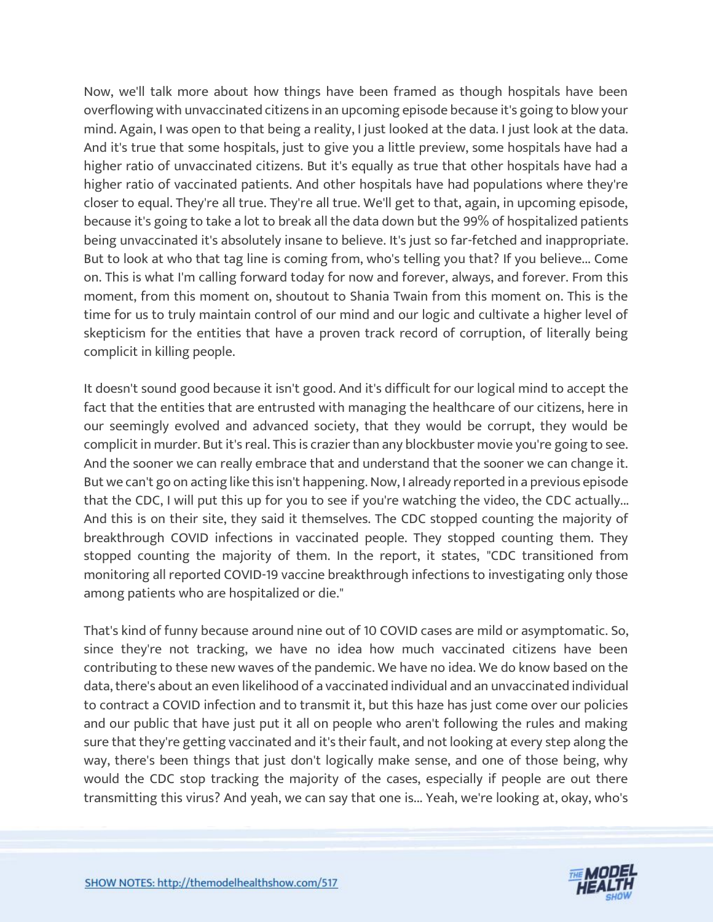Now, we'll talk more about how things have been framed as though hospitals have been overflowing with unvaccinated citizens in an upcoming episode because it's going to blow your mind. Again, I was open to that being a reality, I just looked at the data. I just look at the data. And it's true that some hospitals, just to give you a little preview, some hospitals have had a higher ratio of unvaccinated citizens. But it's equally as true that other hospitals have had a higher ratio of vaccinated patients. And other hospitals have had populations where they're closer to equal. They're all true. They're all true. We'll get to that, again, in upcoming episode, because it's going to take a lot to break all the data down but the 99% of hospitalized patients being unvaccinated it's absolutely insane to believe. It's just so far-fetched and inappropriate. But to look at who that tag line is coming from, who's telling you that? If you believe... Come on. This is what I'm calling forward today for now and forever, always, and forever. From this moment, from this moment on, shoutout to Shania Twain from this moment on. This is the time for us to truly maintain control of our mind and our logic and cultivate a higher level of skepticism for the entities that have a proven track record of corruption, of literally being complicit in killing people.

It doesn't sound good because it isn't good. And it's difficult for our logical mind to accept the fact that the entities that are entrusted with managing the healthcare of our citizens, here in our seemingly evolved and advanced society, that they would be corrupt, they would be complicit in murder. But it's real. This is crazier than any blockbuster movie you're going to see. And the sooner we can really embrace that and understand that the sooner we can change it. But we can't go on acting like this isn't happening. Now, I already reported in a previous episode that the CDC, I will put this up for you to see if you're watching the video, the CDC actually... And this is on their site, they said it themselves. The CDC stopped counting the majority of breakthrough COVID infections in vaccinated people. They stopped counting them. They stopped counting the majority of them. In the report, it states, "CDC transitioned from monitoring all reported COVID-19 vaccine breakthrough infections to investigating only those among patients who are hospitalized or die."

That's kind of funny because around nine out of 10 COVID cases are mild or asymptomatic. So, since they're not tracking, we have no idea how much vaccinated citizens have been contributing to these new waves of the pandemic. We have no idea. We do know based on the data, there's about an even likelihood of a vaccinated individual and an unvaccinated individual to contract a COVID infection and to transmit it, but this haze has just come over our policies and our public that have just put it all on people who aren't following the rules and making sure that they're getting vaccinated and it's their fault, and not looking at every step along the way, there's been things that just don't logically make sense, and one of those being, why would the CDC stop tracking the majority of the cases, especially if people are out there transmitting this virus? And yeah, we can say that one is... Yeah, we're looking at, okay, who's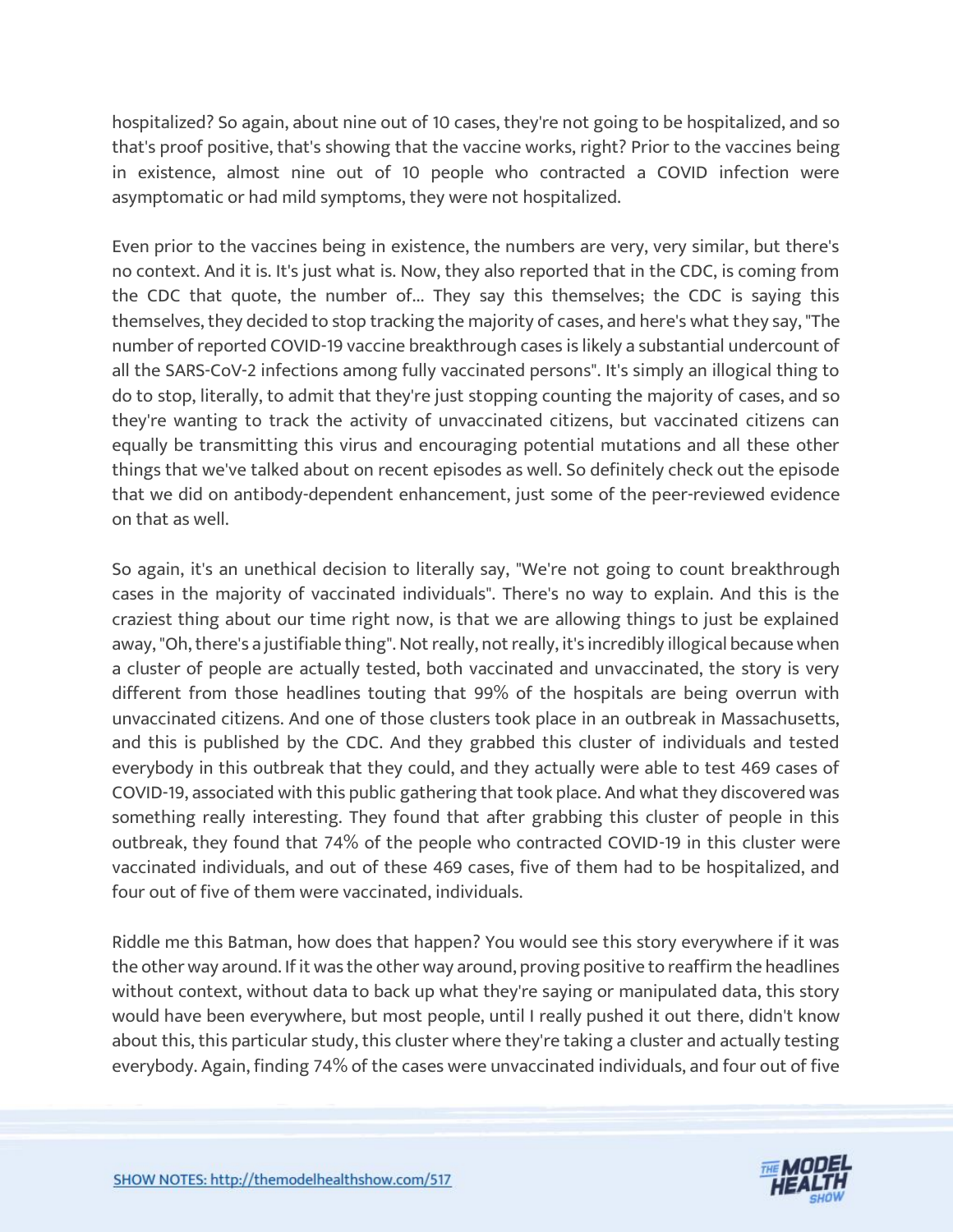hospitalized? So again, about nine out of 10 cases, they're not going to be hospitalized, and so that's proof positive, that's showing that the vaccine works, right? Prior to the vaccines being in existence, almost nine out of 10 people who contracted a COVID infection were asymptomatic or had mild symptoms, they were not hospitalized.

Even prior to the vaccines being in existence, the numbers are very, very similar, but there's no context. And it is. It's just what is. Now, they also reported that in the CDC, is coming from the CDC that quote, the number of... They say this themselves; the CDC is saying this themselves, they decided to stop tracking the majority of cases, and here's what they say, "The number of reported COVID-19 vaccine breakthrough cases is likely a substantial undercount of all the SARS-CoV-2 infections among fully vaccinated persons". It's simply an illogical thing to do to stop, literally, to admit that they're just stopping counting the majority of cases, and so they're wanting to track the activity of unvaccinated citizens, but vaccinated citizens can equally be transmitting this virus and encouraging potential mutations and all these other things that we've talked about on recent episodes as well. So definitely check out the episode that we did on antibody-dependent enhancement, just some of the peer-reviewed evidence on that as well.

So again, it's an unethical decision to literally say, "We're not going to count breakthrough cases in the majority of vaccinated individuals". There's no way to explain. And this is the craziest thing about our time right now, is that we are allowing things to just be explained away, "Oh, there's a justifiable thing". Not really, not really, it's incredibly illogical because when a cluster of people are actually tested, both vaccinated and unvaccinated, the story is very different from those headlines touting that 99% of the hospitals are being overrun with unvaccinated citizens. And one of those clusters took place in an outbreak in Massachusetts, and this is published by the CDC. And they grabbed this cluster of individuals and tested everybody in this outbreak that they could, and they actually were able to test 469 cases of COVID-19, associated with this public gathering that took place. And what they discovered was something really interesting. They found that after grabbing this cluster of people in this outbreak, they found that 74% of the people who contracted COVID-19 in this cluster were vaccinated individuals, and out of these 469 cases, five of them had to be hospitalized, and four out of five of them were vaccinated, individuals.

Riddle me this Batman, how does that happen? You would see this story everywhere if it was the other way around. If it was the other way around, proving positive to reaffirm the headlines without context, without data to back up what they're saying or manipulated data, this story would have been everywhere, but most people, until I really pushed it out there, didn't know about this, this particular study, this cluster where they're taking a cluster and actually testing everybody. Again, finding 74% of the cases were unvaccinated individuals, and four out of five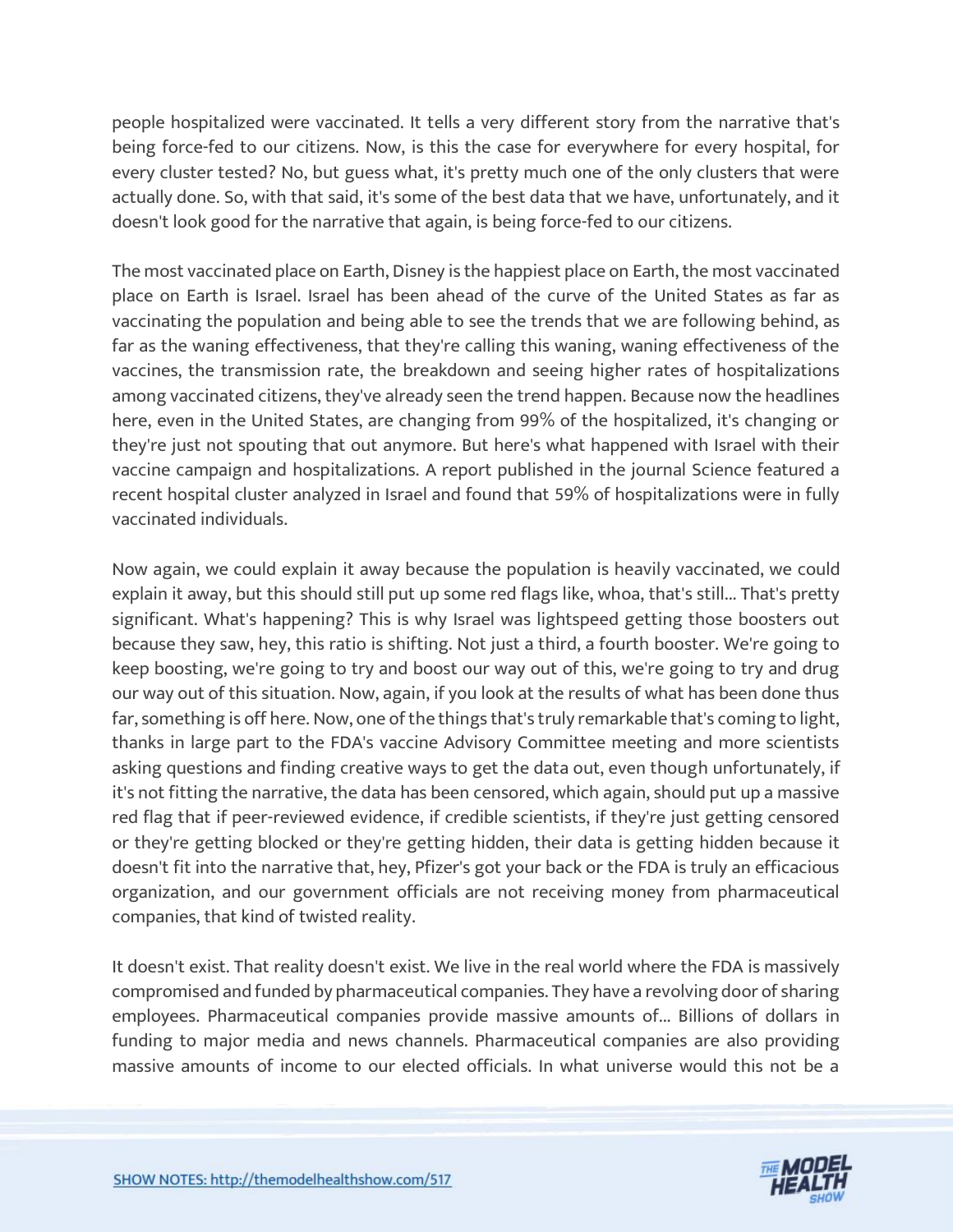people hospitalized were vaccinated. It tells a very different story from the narrative that's being force-fed to our citizens. Now, is this the case for everywhere for every hospital, for every cluster tested? No, but guess what, it's pretty much one of the only clusters that were actually done. So, with that said, it's some of the best data that we have, unfortunately, and it doesn't look good for the narrative that again, is being force-fed to our citizens.

The most vaccinated place on Earth, Disney is the happiest place on Earth, the most vaccinated place on Earth is Israel. Israel has been ahead of the curve of the United States as far as vaccinating the population and being able to see the trends that we are following behind, as far as the waning effectiveness, that they're calling this waning, waning effectiveness of the vaccines, the transmission rate, the breakdown and seeing higher rates of hospitalizations among vaccinated citizens, they've already seen the trend happen. Because now the headlines here, even in the United States, are changing from 99% of the hospitalized, it's changing or they're just not spouting that out anymore. But here's what happened with Israel with their vaccine campaign and hospitalizations. A report published in the journal Science featured a recent hospital cluster analyzed in Israel and found that 59% of hospitalizations were in fully vaccinated individuals.

Now again, we could explain it away because the population is heavily vaccinated, we could explain it away, but this should still put up some red flags like, whoa, that's still... That's pretty significant. What's happening? This is why Israel was lightspeed getting those boosters out because they saw, hey, this ratio is shifting. Not just a third, a fourth booster. We're going to keep boosting, we're going to try and boost our way out of this, we're going to try and drug our way out of this situation. Now, again, if you look at the results of what has been done thus far, something is off here. Now, one of the things that's truly remarkable that's coming to light, thanks in large part to the FDA's vaccine Advisory Committee meeting and more scientists asking questions and finding creative ways to get the data out, even though unfortunately, if it's not fitting the narrative, the data has been censored, which again, should put up a massive red flag that if peer-reviewed evidence, if credible scientists, if they're just getting censored or they're getting blocked or they're getting hidden, their data is getting hidden because it doesn't fit into the narrative that, hey, Pfizer's got your back or the FDA is truly an efficacious organization, and our government officials are not receiving money from pharmaceutical companies, that kind of twisted reality.

It doesn't exist. That reality doesn't exist. We live in the real world where the FDA is massively compromised and funded by pharmaceutical companies. They have a revolving door of sharing employees. Pharmaceutical companies provide massive amounts of... Billions of dollars in funding to major media and news channels. Pharmaceutical companies are also providing massive amounts of income to our elected officials. In what universe would this not be a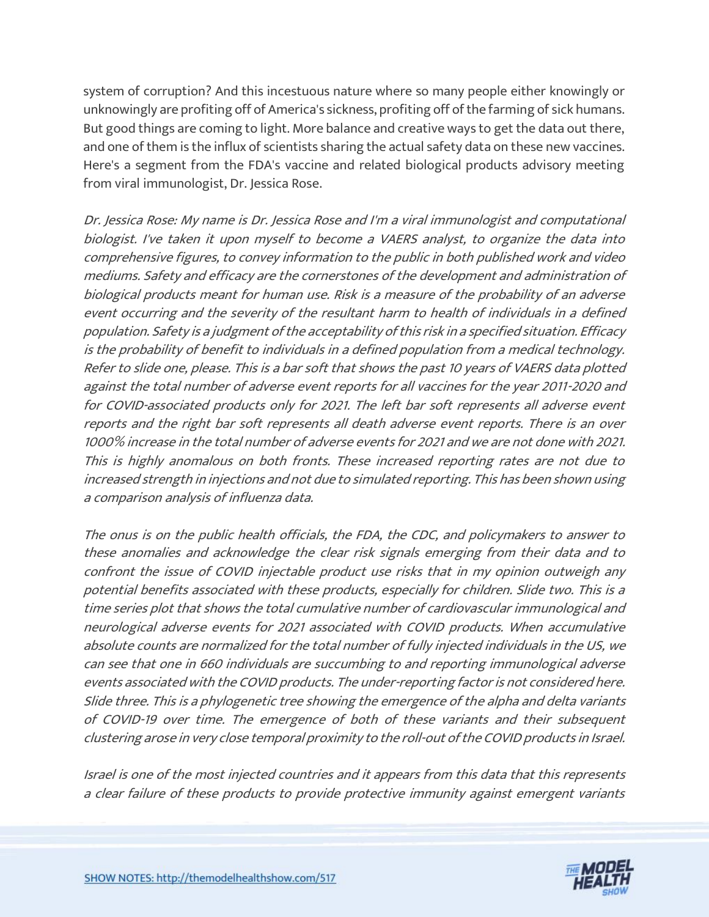system of corruption? And this incestuous nature where so many people either knowingly or unknowingly are profiting off of America's sickness, profiting off of the farming of sick humans. But good things are coming to light. More balance and creative ways to get the data out there, and one of them is the influx of scientists sharing the actual safety data on these new vaccines. Here's a segment from the FDA's vaccine and related biological products advisory meeting from viral immunologist, Dr. Jessica Rose.

*Dr. Jessica Rose: My name is Dr. Jessica Rose and I'm a viral immunologist and computational biologist. I've taken it upon myself to become a VAERS analyst, to organize the data into comprehensive figures, to convey information to the public in both published work and video mediums. Safety and efficacy are the cornerstones of the development and administration of biological products meant for human use. Risk is a measure of the probability of an adverse event occurring and the severity of the resultant harm to health of individuals in a defined population. Safety is a judgment of the acceptability of this risk in a specified situation. Efficacy is the probability of benefit to individuals in a defined population from a medical technology. Refer to slide one, please. This is a bar soft that shows the past 10 years of VAERS data plotted against the total number of adverse event reports for all vaccines for the year 2011-2020 and for COVID-associated products only for 2021. The left bar soft represents all adverse event reports and the right bar soft represents all death adverse event reports. There is an over 1000% increase in the total number of adverse events for 2021 and we are not done with 2021. This is highly anomalous on both fronts. These increased reporting rates are not due to increased strength in injections and not due to simulated reporting. This has been shown using a comparison analysis of influenza data.*

*The onus is on the public health officials, the FDA, the CDC, and policymakers to answer to these anomalies and acknowledge the clear risk signals emerging from their data and to confront the issue of COVID injectable product use risks that in my opinion outweigh any potential benefits associated with these products, especially for children. Slide two. This is a time series plot that shows the total cumulative number of cardiovascular immunological and neurological adverse events for 2021 associated with COVID products. When accumulative absolute counts are normalized for the total number of fully injected individuals in the US, we can see that one in 660 individuals are succumbing to and reporting immunological adverse events associated with the COVID products. The under-reporting factor is not considered here. Slide three. This is a phylogenetic tree showing the emergence of the alpha and delta variants of COVID-19 over time. The emergence of both of these variants and their subsequent clustering arose in very close temporal proximity to the roll-out of the COVID products in Israel.*

*Israel is one of the most injected countries and it appears from this data that this represents a clear failure of these products to provide protective immunity against emergent variants*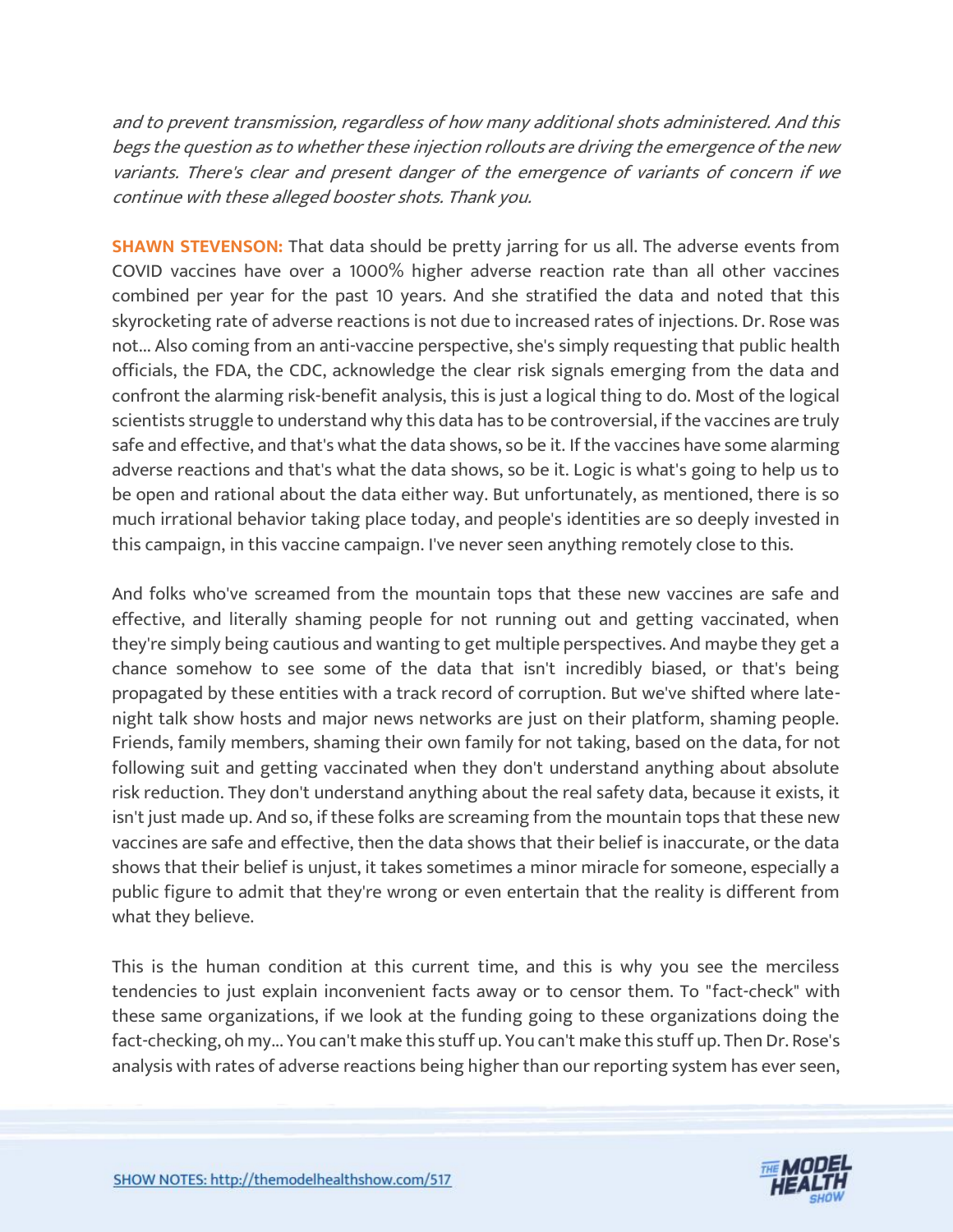*and to prevent transmission, regardless of how many additional shots administered. And this begs the question as to whether these injection rollouts are driving the emergence of the new variants. There's clear and present danger of the emergence of variants of concern if we continue with these alleged booster shots. Thank you.*

**SHAWN STEVENSON:** That data should be pretty jarring for us all. The adverse events from COVID vaccines have over a 1000% higher adverse reaction rate than all other vaccines combined per year for the past 10 years. And she stratified the data and noted that this skyrocketing rate of adverse reactions is not due to increased rates of injections. Dr. Rose was not... Also coming from an anti-vaccine perspective, she's simply requesting that public health officials, the FDA, the CDC, acknowledge the clear risk signals emerging from the data and confront the alarming risk-benefit analysis, this is just a logical thing to do. Most of the logical scientists struggle to understand why this data has to be controversial, if the vaccines are truly safe and effective, and that's what the data shows, so be it. If the vaccines have some alarming adverse reactions and that's what the data shows, so be it. Logic is what's going to help us to be open and rational about the data either way. But unfortunately, as mentioned, there is so much irrational behavior taking place today, and people's identities are so deeply invested in this campaign, in this vaccine campaign. I've never seen anything remotely close to this.

And folks who've screamed from the mountain tops that these new vaccines are safe and effective, and literally shaming people for not running out and getting vaccinated, when they're simply being cautious and wanting to get multiple perspectives. And maybe they get a chance somehow to see some of the data that isn't incredibly biased, or that's being propagated by these entities with a track record of corruption. But we've shifted where late-night talk show hosts and major news networks are just on their platform, shaming people. Friends, family members, shaming their own family for not taking, based on the data, for not following suit and getting vaccinated when they don't understand anything about absolute risk reduction. They don't understand anything about the real safety data, because it exists, it isn't just made up. And so, if these folks are screaming from the mountain tops that these new vaccines are safe and effective, then the data shows that their belief is inaccurate, or the data shows that their belief is unjust, it takes sometimes a minor miracle for someone, especially a public figure to admit that they're wrong or even entertain that the reality is different from what they believe.

This is the human condition at this current time, and this is why you see the merciless tendencies to just explain inconvenient facts away or to censor them. To "fact-check" with these same organizations, if we look at the funding going to these organizations doing the fact-checking, oh my... You can't make this stuff up. You can't make this stuff up. Then Dr. Rose's analysis with rates of adverse reactions being higher than our reporting system has ever seen,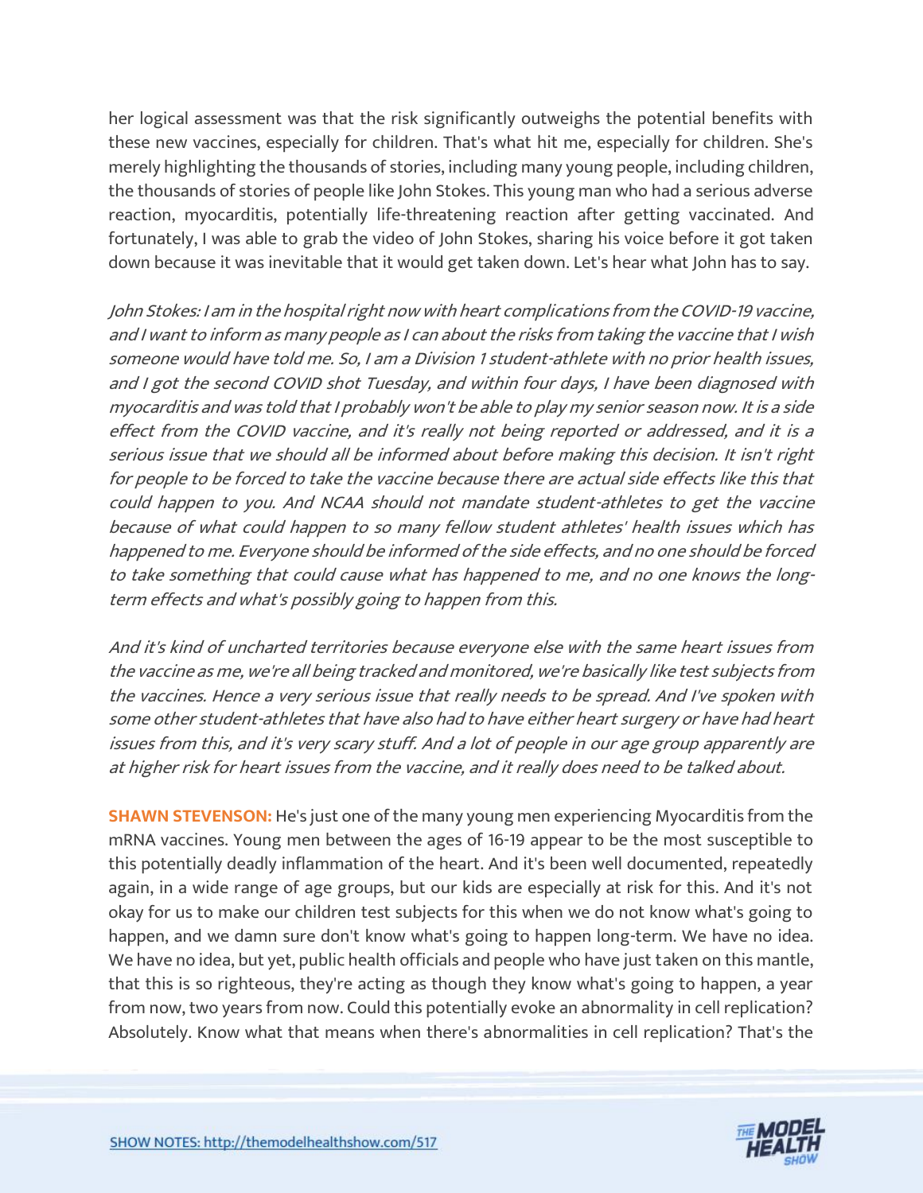her logical assessment was that the risk significantly outweighs the potential benefits with these new vaccines, especially for children. That's what hit me, especially for children. She's merely highlighting the thousands of stories, including many young people, including children, the thousands of stories of people like John Stokes. This young man who had a serious adverse reaction, myocarditis, potentially life-threatening reaction after getting vaccinated. And fortunately, I was able to grab the video of John Stokes, sharing his voice before it got taken down because it was inevitable that it would get taken down. Let's hear what John has to say.

*John Stokes: I am in the hospital right now with heart complications from the COVID-19 vaccine, and I want to inform as many people as I can about the risks from taking the vaccine that I wish someone would have told me. So, I am a Division 1 student-athlete with no prior health issues, and I got the second COVID shot Tuesday, and within four days, I have been diagnosed with myocarditis and was told that I probably won't be able to play my senior season now. It is a side effect from the COVID vaccine, and it's really not being reported or addressed, and it is a serious issue that we should all be informed about before making this decision. It isn't right for people to be forced to take the vaccine because there are actual side effects like this that could happen to you. And NCAA should not mandate student-athletes to get the vaccine because of what could happen to so many fellow student athletes' health issues which has happened to me. Everyone should be informed of the side effects, and no one should be forced to take something that could cause what has happened to me, and no one knows the long-term effects and what's possibly going to happen from this.*

*And it's kind of uncharted territories because everyone else with the same heart issues from the vaccine as me, we're all being tracked and monitored, we're basically like test subjects from the vaccines. Hence a very serious issue that really needs to be spread. And I've spoken with some other student-athletes that have also had to have either heart surgery or have had heart issues from this, and it's very scary stuff. And a lot of people in our age group apparently are at higher risk for heart issues from the vaccine, and it really does need to be talked about.*

**SHAWN STEVENSON:** He's just one of the many young men experiencing Myocarditis from the mRNA vaccines. Young men between the ages of 16-19 appear to be the most susceptible to this potentially deadly inflammation of the heart. And it's been well documented, repeatedly again, in a wide range of age groups, but our kids are especially at risk for this. And it's not okay for us to make our children test subjects for this when we do not know what's going to happen, and we damn sure don't know what's going to happen long-term. We have no idea. We have no idea, but yet, public health officials and people who have just taken on this mantle, that this is so righteous, they're acting as though they know what's going to happen, a year from now, two years from now. Could this potentially evoke an abnormality in cell replication? Absolutely. Know what that means when there's abnormalities in cell replication? That's the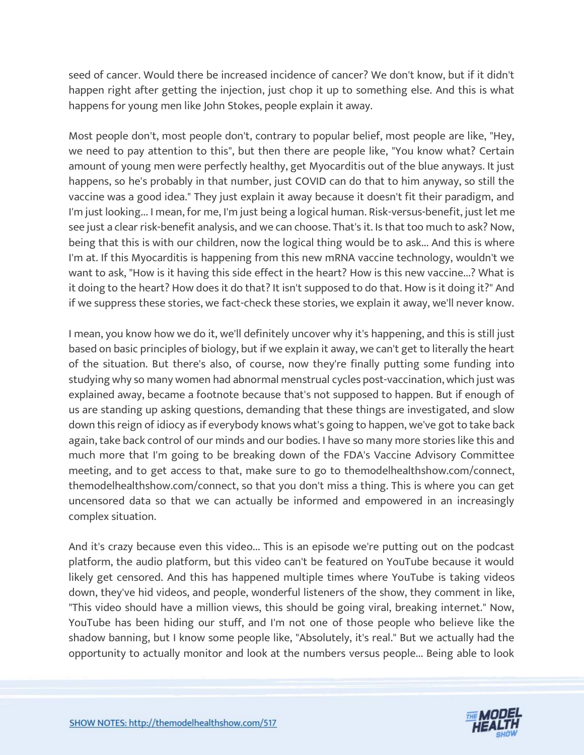seed of cancer. Would there be increased incidence of cancer? We don't know, but if it didn't happen right after getting the injection, just chop it up to something else. And this is what happens for young men like John Stokes, people explain it away.

Most people don't, most people don't, contrary to popular belief, most people are like, "Hey, we need to pay attention to this", but then there are people like, "You know what? Certain amount of young men were perfectly healthy, get Myocarditis out of the blue anyways. It just happens, so he's probably in that number, just COVID can do that to him anyway, so still the vaccine was a good idea." They just explain it away because it doesn't fit their paradigm, and I'm just looking... I mean, for me, I'm just being a logical human. Risk-versus-benefit, just let me see just a clear risk-benefit analysis, and we can choose. That's it. Is that too much to ask? Now, being that this is with our children, now the logical thing would be to ask... And this is where I'm at. If this Myocarditis is happening from this new mRNA vaccine technology, wouldn't we want to ask, "How is it having this side effect in the heart? How is this new vaccine...? What is it doing to the heart? How does it do that? It isn't supposed to do that. How is it doing it?" And if we suppress these stories, we fact-check these stories, we explain it away, we'll never know.

I mean, you know how we do it, we'll definitely uncover why it's happening, and this is still just based on basic principles of biology, but if we explain it away, we can't get to literally the heart of the situation. But there's also, of course, now they're finally putting some funding into studying why so many women had abnormal menstrual cycles post-vaccination, which just was explained away, became a footnote because that's not supposed to happen. But if enough of us are standing up asking questions, demanding that these things are investigated, and slow down this reign of idiocy as if everybody knows what's going to happen, we've got to take back again, take back control of our minds and our bodies. I have so many more stories like this and much more that I'm going to be breaking down of the FDA's Vaccine Advisory Committee meeting, and to get access to that, make sure to go to themodelhealthshow.com/connect, themodelhealthshow.com/connect, so that you don't miss a thing. This is where you can get uncensored data so that we can actually be informed and empowered in an increasingly complex situation.

And it's crazy because even this video... This is an episode we're putting out on the podcast platform, the audio platform, but this video can't be featured on YouTube because it would likely get censored. And this has happened multiple times where YouTube is taking videos down, they've hid videos, and people, wonderful listeners of the show, they comment in like, "This video should have a million views, this should be going viral, breaking internet." Now, YouTube has been hiding our stuff, and I'm not one of those people who believe like the shadow banning, but I know some people like, "Absolutely, it's real." But we actually had the opportunity to actually monitor and look at the numbers versus people... Being able to look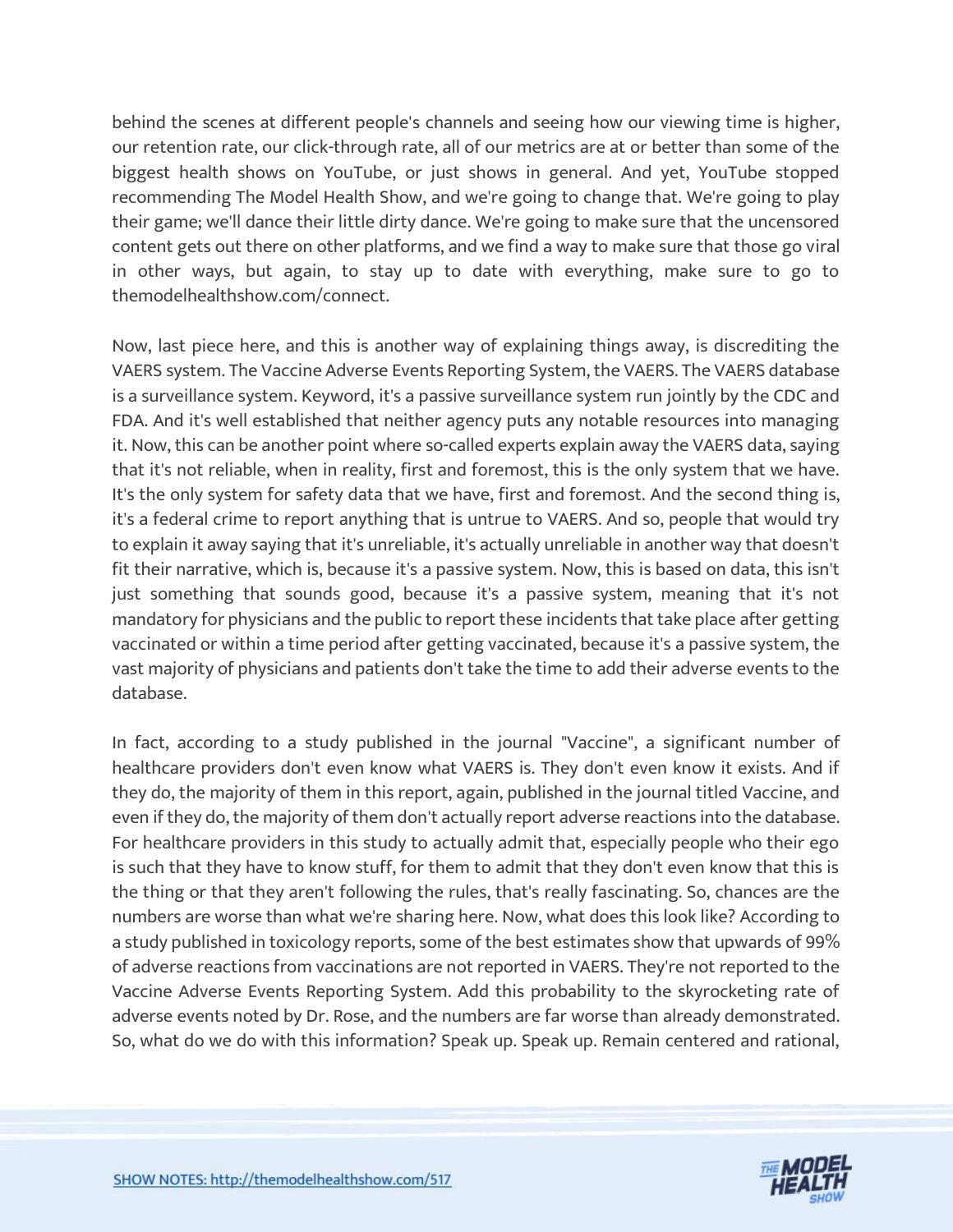behind the scenes at different people's channels and seeing how our viewing time is higher, our retention rate, our click-through rate, all of our metrics are at or better than some of the biggest health shows on YouTube, or just shows in general. And yet, YouTube stopped recommending The Model Health Show, and we're going to change that. We're going to play their game; we'll dance their little dirty dance. We're going to make sure that the uncensored content gets out there on other platforms, and we find a way to make sure that those go viral in other ways, but again, to stay up to date with everything, make sure to go to themodelhealthshow.com/connect.

Now, last piece here, and this is another way of explaining things away, is discrediting the VAERS system. The Vaccine Adverse Events Reporting System, the VAERS. The VAERS database is a surveillance system. Keyword, it's a passive surveillance system run jointly by the CDC and FDA. And it's well established that neither agency puts any notable resources into managing it. Now, this can be another point where so-called experts explain away the VAERS data, saying that it's not reliable, when in reality, first and foremost, this is the only system that we have. It's the only system for safety data that we have, first and foremost. And the second thing is, it's a federal crime to report anything that is untrue to VAERS. And so, people that would try to explain it away saying that it's unreliable, it's actually unreliable in another way that doesn't fit their narrative, which is, because it's a passive system. Now, this is based on data, this isn't just something that sounds good, because it's a passive system, meaning that it's not mandatory for physicians and the public to report these incidents that take place after getting vaccinated or within a time period after getting vaccinated, because it's a passive system, the vast majority of physicians and patients don't take the time to add their adverse events to the database.

In fact, according to a study published in the journal "Vaccine", a significant number of healthcare providers don't even know what VAERS is. They don't even know it exists. And if they do, the majority of them in this report, again, published in the journal titled Vaccine, and even if they do, the majority of them don't actually report adverse reactions into the database. For healthcare providers in this study to actually admit that, especially people who their ego is such that they have to know stuff, for them to admit that they don't even know that this is the thing or that they aren't following the rules, that's really fascinating. So, chances are the numbers are worse than what we're sharing here. Now, what does this look like? According to a study published in toxicology reports, some of the best estimates show that upwards of 99% of adverse reactions from vaccinations are not reported in VAERS. They're not reported to the Vaccine Adverse Events Reporting System. Add this probability to the skyrocketing rate of adverse events noted by Dr. Rose, and the numbers are far worse than already demonstrated. So, what do we do with this information? Speak up. Speak up. Remain centered and rational,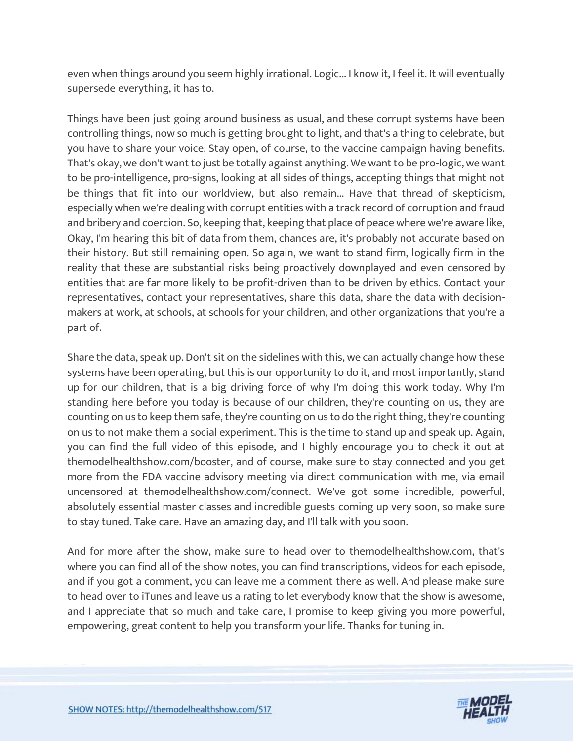even when things around you seem highly irrational. Logic... I know it, I feel it. It will eventually supersede everything, it has to.

Things have been just going around business as usual, and these corrupt systems have been controlling things, now so much is getting brought to light, and that's a thing to celebrate, but you have to share your voice. Stay open, of course, to the vaccine campaign having benefits. That's okay, we don't want to just be totally against anything. We want to be pro-logic, we want to be pro-intelligence, pro-signs, looking at all sides of things, accepting things that might not be things that fit into our worldview, but also remain... Have that thread of skepticism, especially when we're dealing with corrupt entities with a track record of corruption and fraud and bribery and coercion. So, keeping that, keeping that place of peace where we're aware like, Okay, I'm hearing this bit of data from them, chances are, it's probably not accurate based on their history. But still remaining open. So again, we want to stand firm, logically firm in the reality that these are substantial risks being proactively downplayed and even censored by entities that are far more likely to be profit-driven than to be driven by ethics. Contact your representatives, contact your representatives, share this data, share the data with decision-makers at work, at schools, at schools for your children, and other organizations that you're a part of.

Share the data, speak up. Don't sit on the sidelines with this, we can actually change how these systems have been operating, but this is our opportunity to do it, and most importantly, stand up for our children, that is a big driving force of why I'm doing this work today. Why I'm standing here before you today is because of our children, they're counting on us, they are counting on us to keep them safe, they're counting on us to do the right thing, they're counting on us to not make them a social experiment. This is the time to stand up and speak up. Again, you can find the full video of this episode, and I highly encourage you to check it out at themodelhealthshow.com/booster, and of course, make sure to stay connected and you get more from the FDA vaccine advisory meeting via direct communication with me, via email uncensored at themodelhealthshow.com/connect. We've got some incredible, powerful, absolutely essential master classes and incredible guests coming up very soon, so make sure to stay tuned. Take care. Have an amazing day, and I'll talk with you soon.

And for more after the show, make sure to head over to themodelhealthshow.com, that's where you can find all of the show notes, you can find transcriptions, videos for each episode, and if you got a comment, you can leave me a comment there as well. And please make sure to head over to iTunes and leave us a rating to let everybody know that the show is awesome, and I appreciate that so much and take care, I promise to keep giving you more powerful, empowering, great content to help you transform your life. Thanks for tuning in.